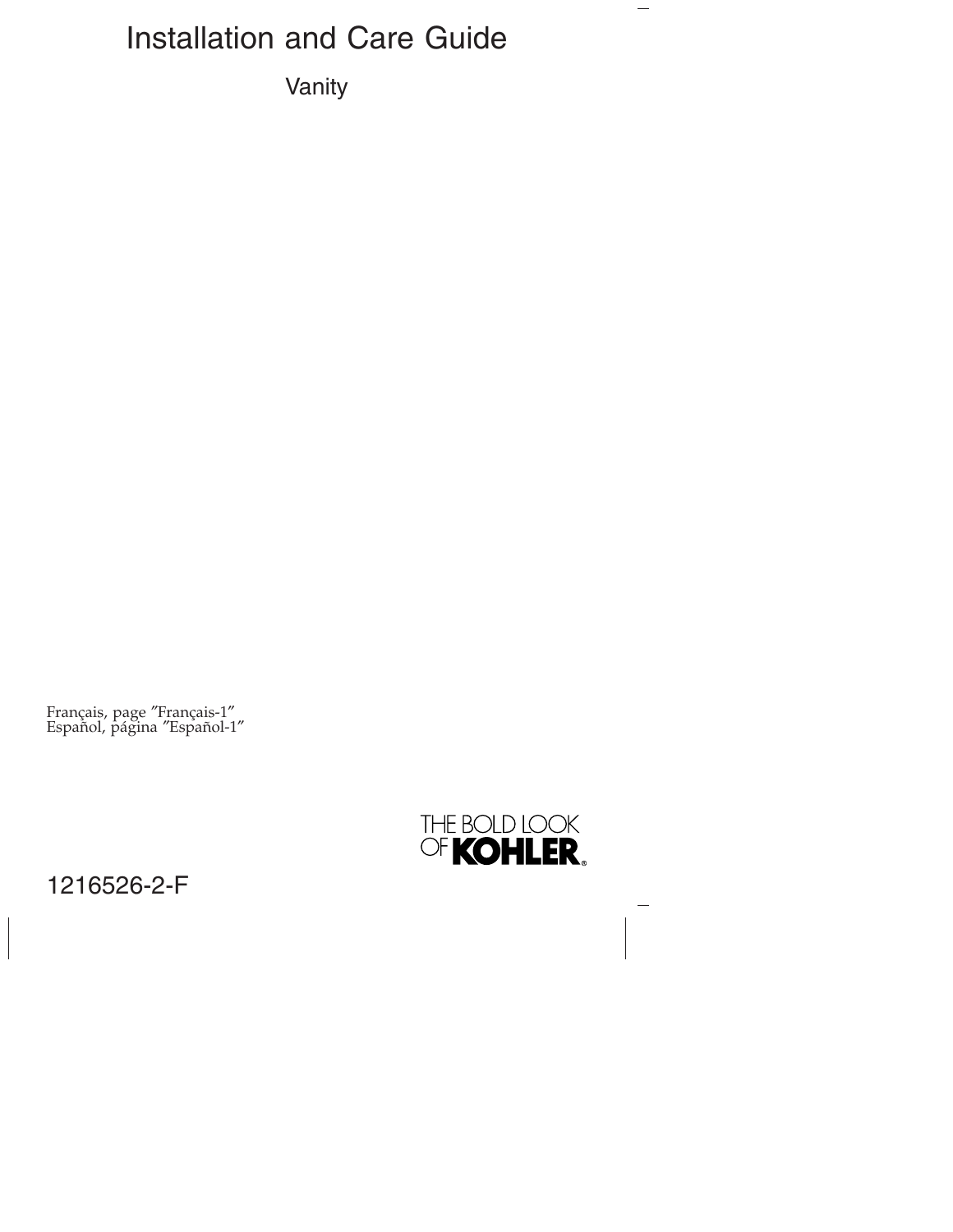# Installation and Care Guide

## Vanity

Français, page "Français-1"
Español, página "Español-1"

THE BOLD LOOK OF KOHLER®

1216526-2-F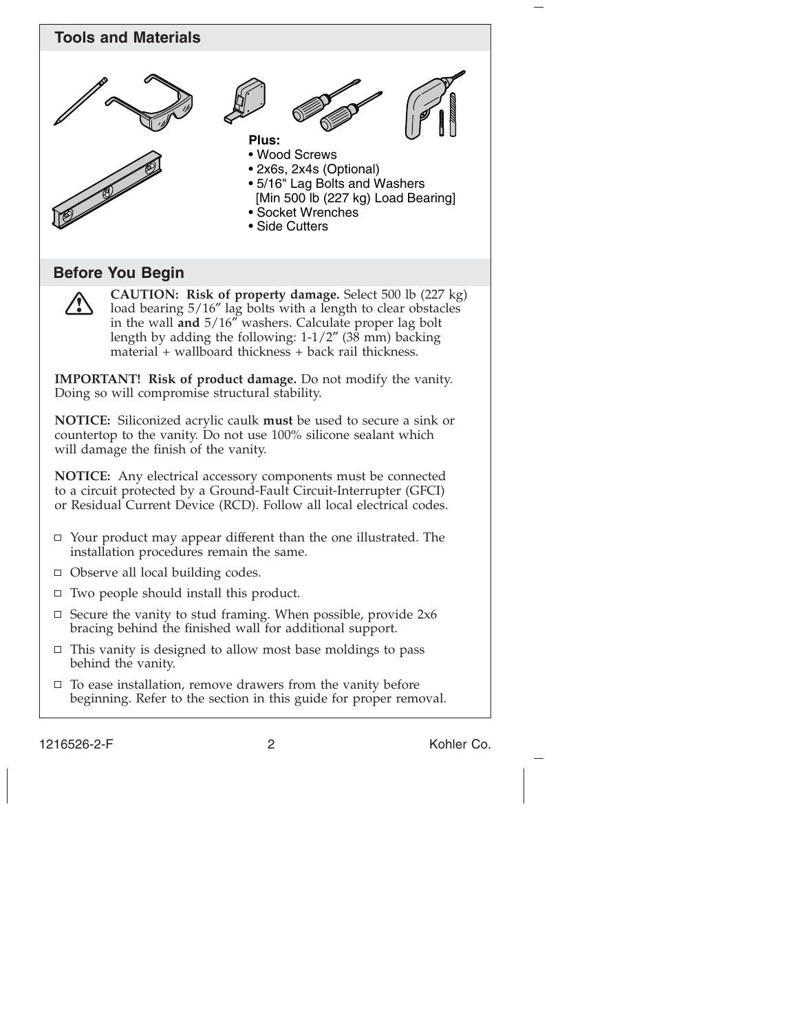## Tools and Materials

**Plus:**
- Wood Screws
- 2x6s, 2x4s (Optional)
- 5/16" Lag Bolts and Washers [Min 500 lb (227 kg) Load Bearing]
- Socket Wrenches
- Side Cutters

## Before You Begin

**CAUTION: Risk of property damage.** Select 500 lb (227 kg) load bearing 5/16″ lag bolts with a length to clear obstacles in the wall **and** 5/16″ washers. Calculate proper lag bolt length by adding the following: 1-1/2″ (38 mm) backing material + wallboard thickness + back rail thickness.

**IMPORTANT! Risk of product damage.** Do not modify the vanity. Doing so will compromise structural stability.

**NOTICE:** Siliconized acrylic caulk **must** be used to secure a sink or countertop to the vanity. Do not use 100% silicone sealant which will damage the finish of the vanity.

**NOTICE:** Any electrical accessory components must be connected to a circuit protected by a Ground-Fault Circuit-Interrupter (GFCI) or Residual Current Device (RCD). Follow all local electrical codes.

- Your product may appear different than the one illustrated. The installation procedures remain the same.
- Observe all local building codes.
- Two people should install this product.
- Secure the vanity to stud framing. When possible, provide 2x6 bracing behind the finished wall for additional support.
- This vanity is designed to allow most base moldings to pass behind the vanity.
- To ease installation, remove drawers from the vanity before beginning. Refer to the section in this guide for proper removal.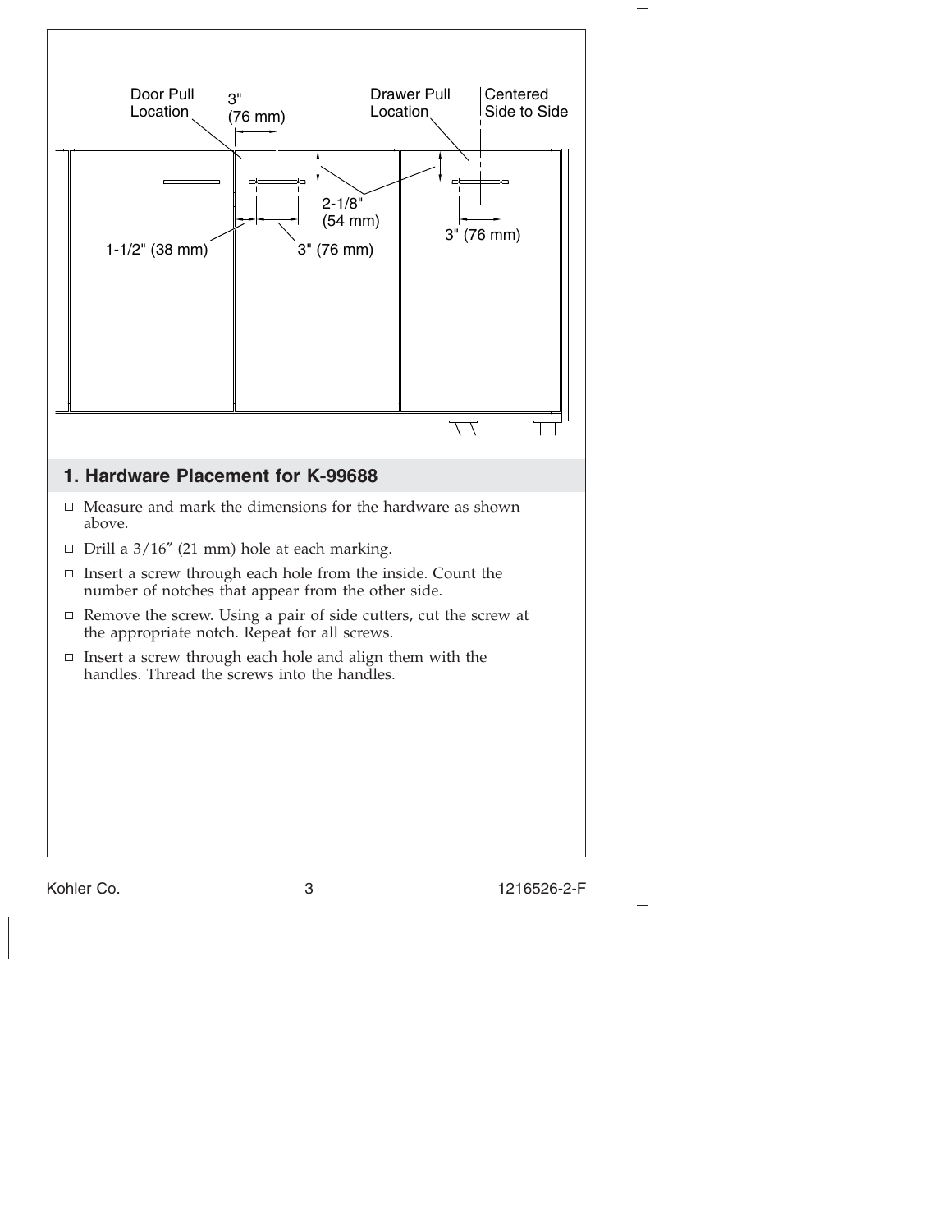Door Pull Location

3" (76 mm)

Drawer Pull Location

Centered Side to Side

2-1/8" (54 mm)

3" (76 mm)

1-1/2" (38 mm)

3" (76 mm)

## 1. Hardware Placement for K-99688

- Measure and mark the dimensions for the hardware as shown above.
- Drill a 3/16″ (21 mm) hole at each marking.
- Insert a screw through each hole from the inside. Count the number of notches that appear from the other side.
- Remove the screw. Using a pair of side cutters, cut the screw at the appropriate notch. Repeat for all screws.
- Insert a screw through each hole and align them with the handles. Thread the screws into the handles.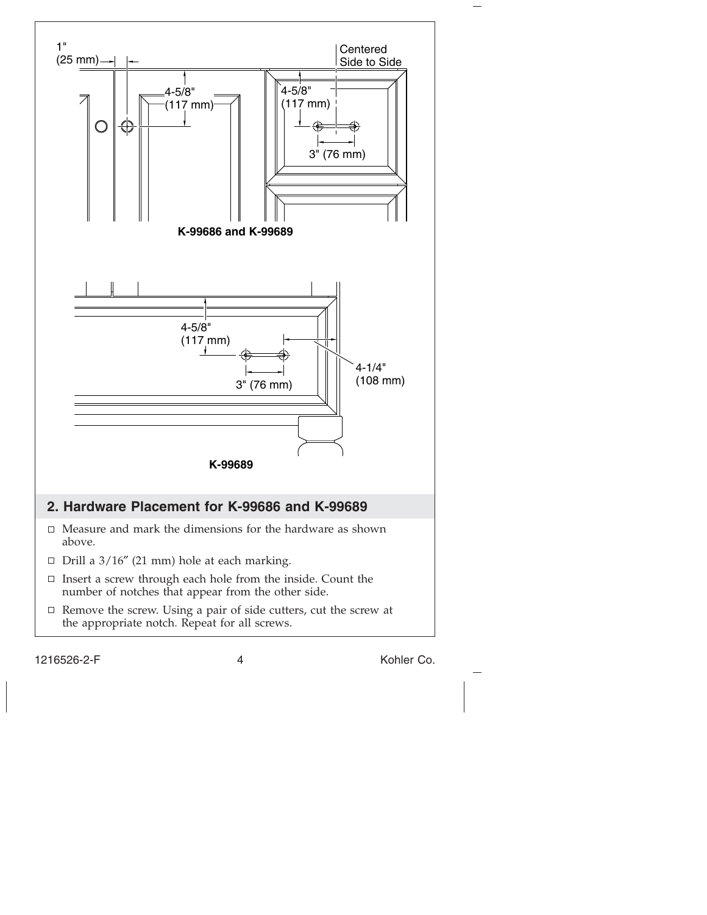1"
(25 mm)

Centered
Side to Side

4-5/8"
(117 mm)

4-5/8"
(117 mm)

3" (76 mm)

**K-99686 and K-99689**

4-5/8"
(117 mm)

3" (76 mm)

4-1/4"
(108 mm)

**K-99689**

## 2. Hardware Placement for K-99686 and K-99689

- Measure and mark the dimensions for the hardware as shown above.
- Drill a 3/16″ (21 mm) hole at each marking.
- Insert a screw through each hole from the inside. Count the number of notches that appear from the other side.
- Remove the screw. Using a pair of side cutters, cut the screw at the appropriate notch. Repeat for all screws.

1216526-2-F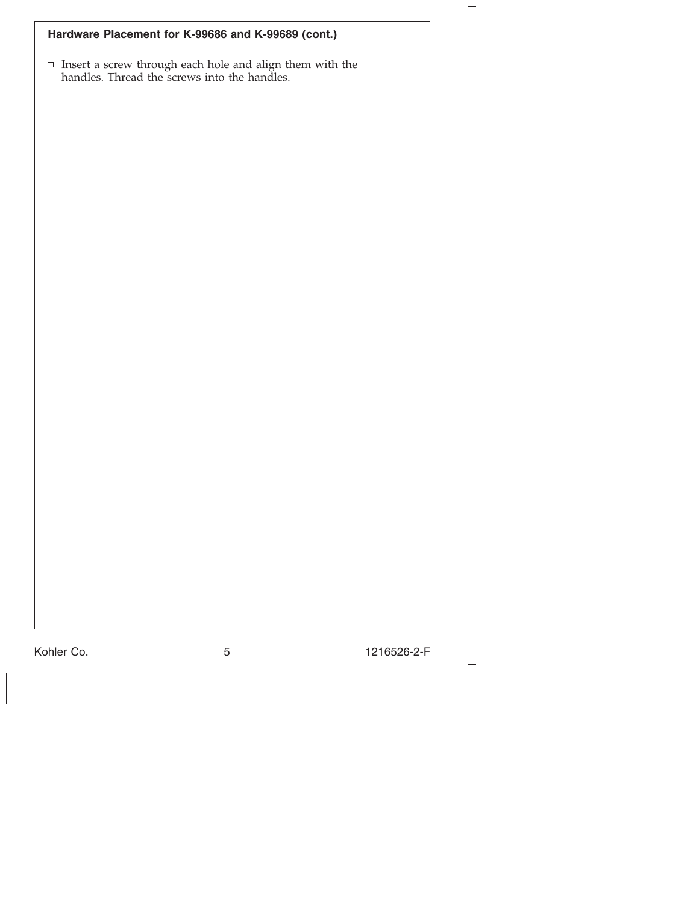### Hardware Placement for K-99686 and K-99689 (cont.)

- Insert a screw through each hole and align them with the handles. Thread the screws into the handles.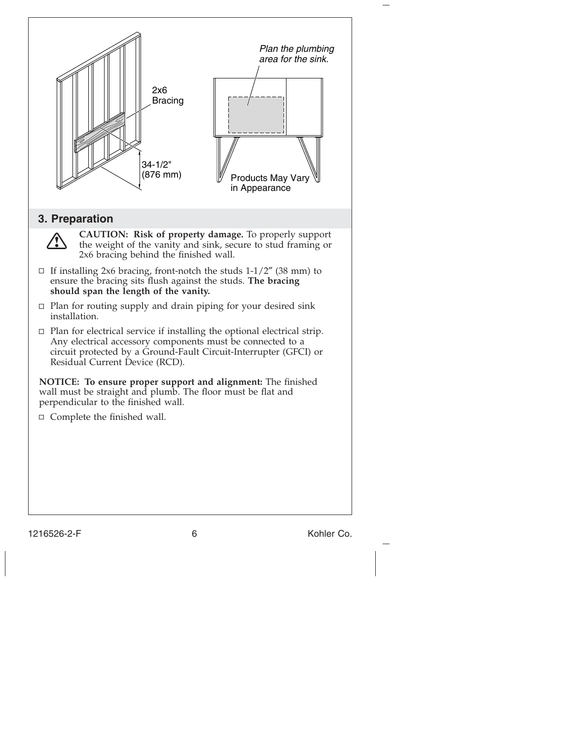2x6 Bracing

34-1/2" (876 mm)

*Plan the plumbing area for the sink.*

Products May Vary in Appearance

## 3. Preparation

**CAUTION: Risk of property damage.** To properly support the weight of the vanity and sink, secure to stud framing or 2x6 bracing behind the finished wall.

- ☐ If installing 2x6 bracing, front-notch the studs 1-1/2″ (38 mm) to ensure the bracing sits flush against the studs. **The bracing should span the length of the vanity.**
- ☐ Plan for routing supply and drain piping for your desired sink installation.
- ☐ Plan for electrical service if installing the optional electrical strip. Any electrical accessory components must be connected to a circuit protected by a Ground-Fault Circuit-Interrupter (GFCI) or Residual Current Device (RCD).

**NOTICE: To ensure proper support and alignment:** The finished wall must be straight and plumb. The floor must be flat and perpendicular to the finished wall.

- ☐ Complete the finished wall.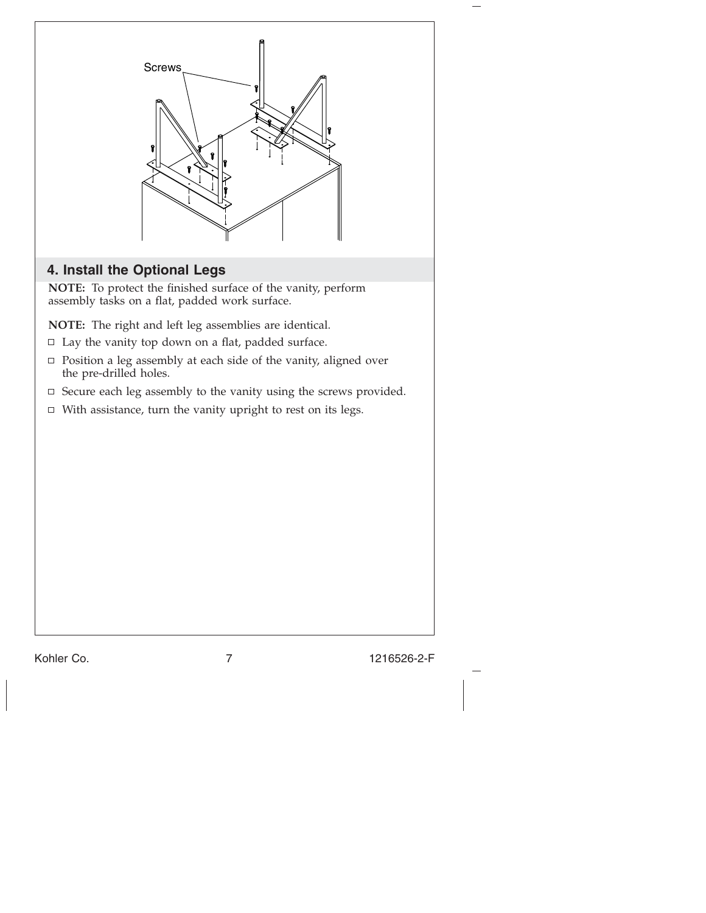Screws

## 4. Install the Optional Legs

**NOTE:** To protect the finished surface of the vanity, perform assembly tasks on a flat, padded work surface.

**NOTE:** The right and left leg assemblies are identical.

- ☐ Lay the vanity top down on a flat, padded surface.
- ☐ Position a leg assembly at each side of the vanity, aligned over the pre-drilled holes.
- ☐ Secure each leg assembly to the vanity using the screws provided.
- ☐ With assistance, turn the vanity upright to rest on its legs.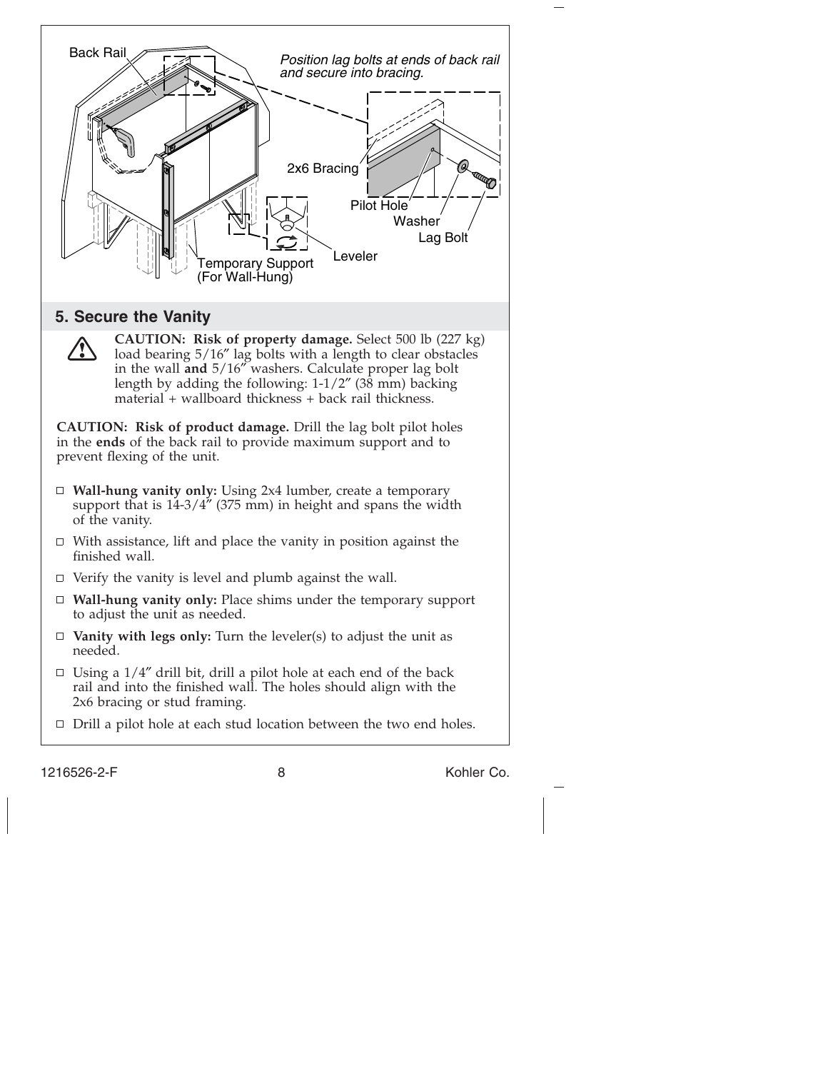Back Rail

*Position lag bolts at ends of back rail and secure into bracing.*

2x6 Bracing

Pilot Hole

Washer

Lag Bolt

Leveler

Temporary Support (For Wall-Hung)

## 5. Secure the Vanity

**CAUTION: Risk of property damage.** Select 500 lb (227 kg) load bearing 5/16″ lag bolts with a length to clear obstacles in the wall **and** 5/16″ washers. Calculate proper lag bolt length by adding the following: 1-1/2″ (38 mm) backing material + wallboard thickness + back rail thickness.

**CAUTION: Risk of product damage.** Drill the lag bolt pilot holes in the **ends** of the back rail to provide maximum support and to prevent flexing of the unit.

- ☐ **Wall-hung vanity only:** Using 2x4 lumber, create a temporary support that is 14-3/4″ (375 mm) in height and spans the width of the vanity.
- ☐ With assistance, lift and place the vanity in position against the finished wall.
- ☐ Verify the vanity is level and plumb against the wall.
- ☐ **Wall-hung vanity only:** Place shims under the temporary support to adjust the unit as needed.
- ☐ **Vanity with legs only:** Turn the leveler(s) to adjust the unit as needed.
- ☐ Using a 1/4″ drill bit, drill a pilot hole at each end of the back rail and into the finished wall. The holes should align with the 2x6 bracing or stud framing.
- ☐ Drill a pilot hole at each stud location between the two end holes.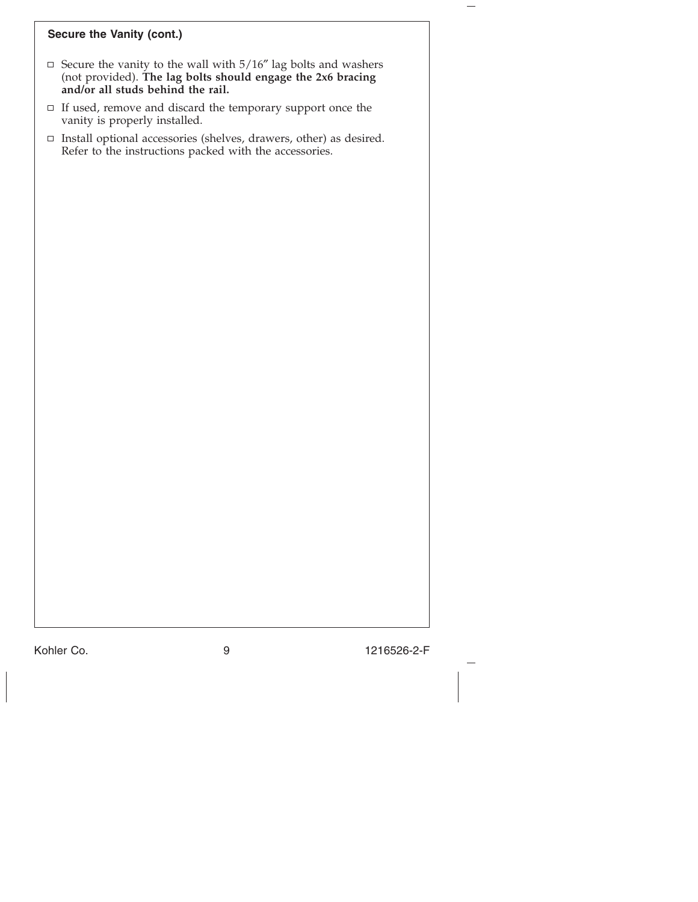**Secure the Vanity (cont.)**

- ☐ Secure the vanity to the wall with 5/16″ lag bolts and washers (not provided). **The lag bolts should engage the 2x6 bracing and/or all studs behind the rail.**
- ☐ If used, remove and discard the temporary support once the vanity is properly installed.
- ☐ Install optional accessories (shelves, drawers, other) as desired. Refer to the instructions packed with the accessories.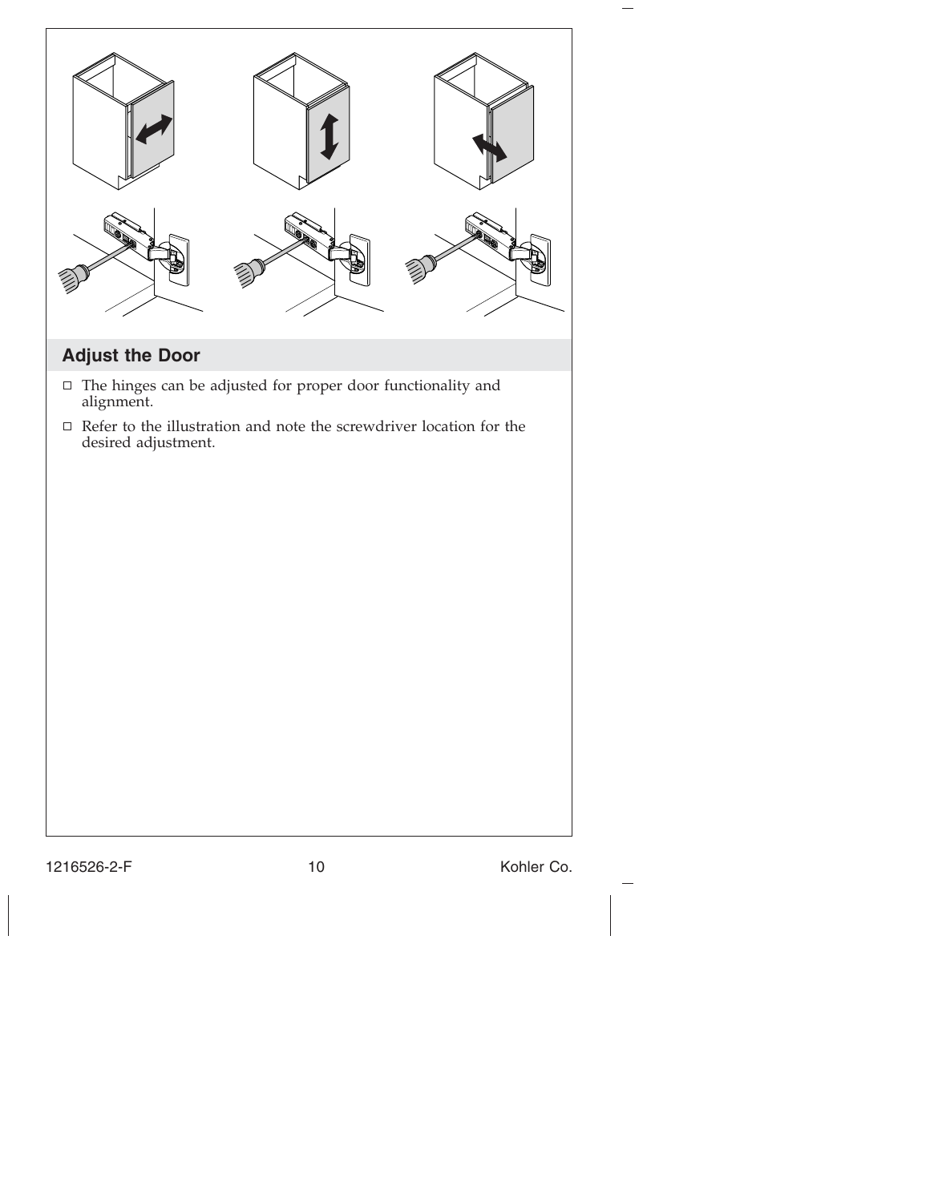## Adjust the Door

- The hinges can be adjusted for proper door functionality and alignment.
- Refer to the illustration and note the screwdriver location for the desired adjustment.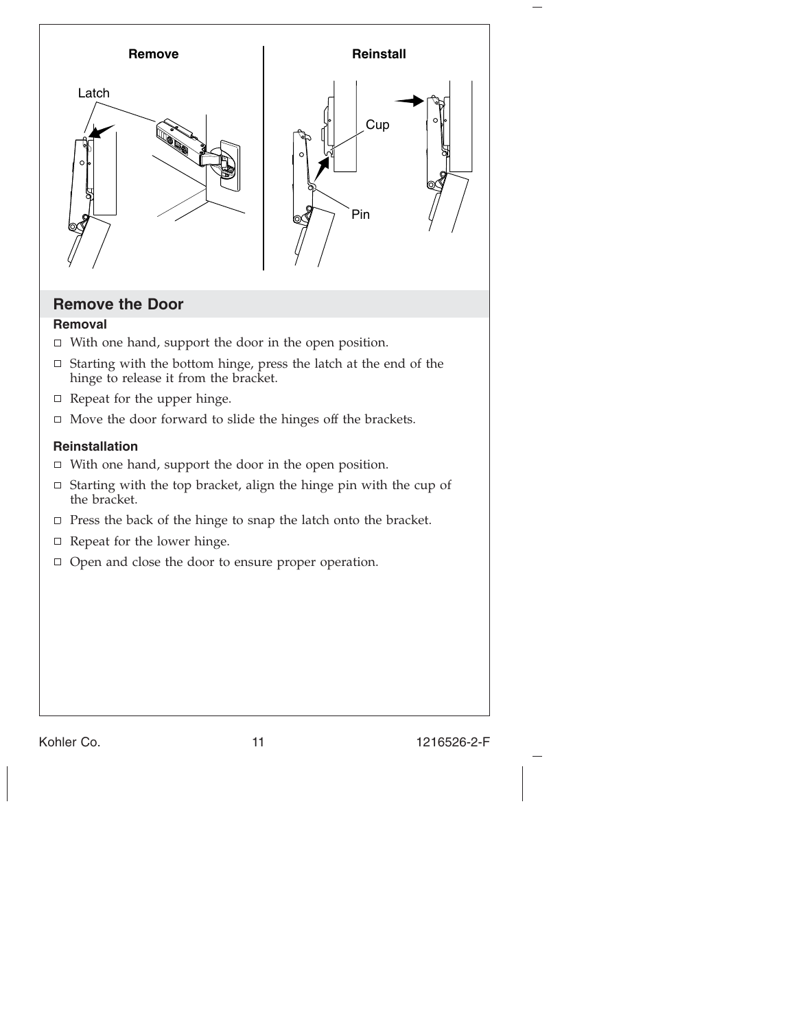## Remove the Door

### Removal

- With one hand, support the door in the open position.
- Starting with the bottom hinge, press the latch at the end of the hinge to release it from the bracket.
- Repeat for the upper hinge.
- Move the door forward to slide the hinges off the brackets.

### Reinstallation

- With one hand, support the door in the open position.
- Starting with the top bracket, align the hinge pin with the cup of the bracket.
- Press the back of the hinge to snap the latch onto the bracket.
- Repeat for the lower hinge.
- Open and close the door to ensure proper operation.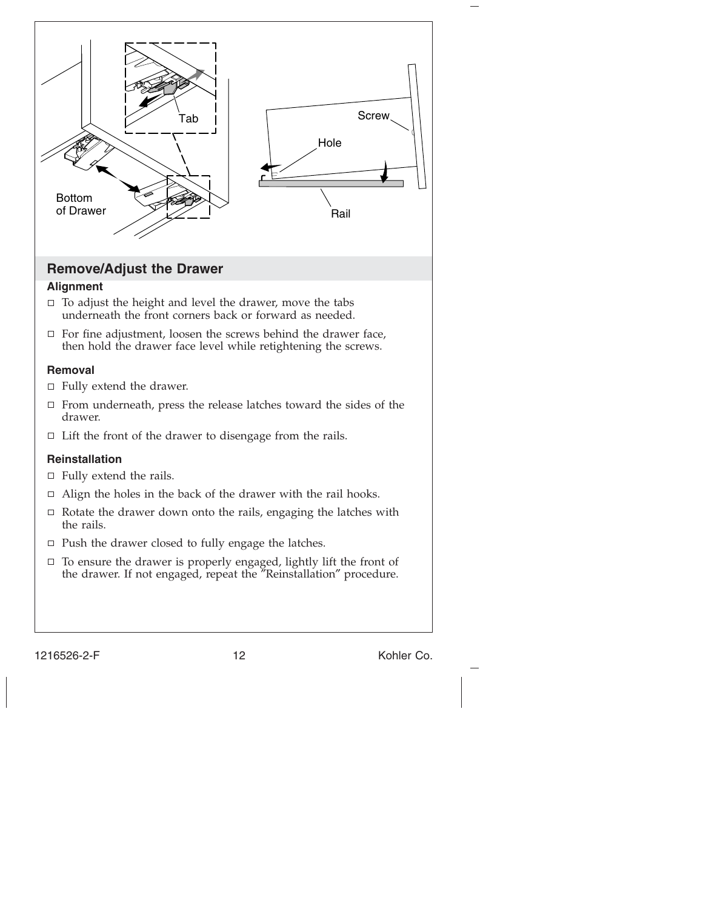## Remove/Adjust the Drawer

### Alignment

- To adjust the height and level the drawer, move the tabs underneath the front corners back or forward as needed.
- For fine adjustment, loosen the screws behind the drawer face, then hold the drawer face level while retightening the screws.

### Removal

- Fully extend the drawer.
- From underneath, press the release latches toward the sides of the drawer.
- Lift the front of the drawer to disengage from the rails.

### Reinstallation

- Fully extend the rails.
- Align the holes in the back of the drawer with the rail hooks.
- Rotate the drawer down onto the rails, engaging the latches with the rails.
- Push the drawer closed to fully engage the latches.
- To ensure the drawer is properly engaged, lightly lift the front of the drawer. If not engaged, repeat the "Reinstallation" procedure.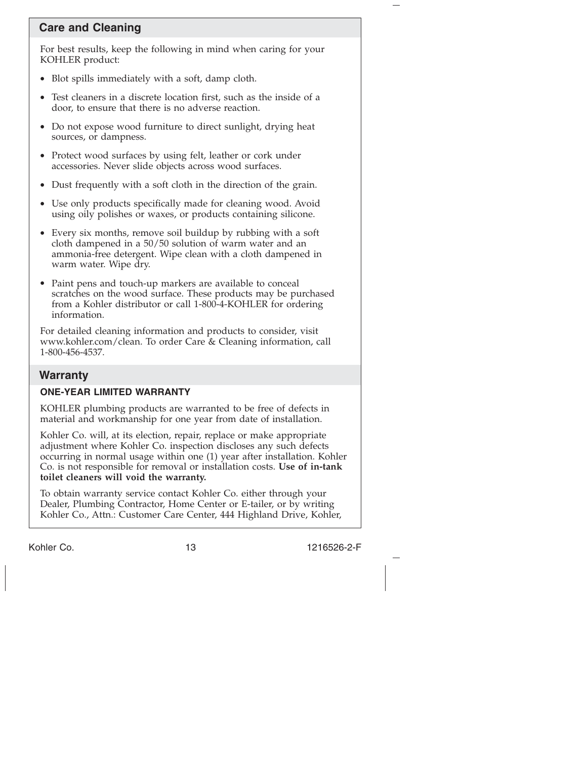## Care and Cleaning

For best results, keep the following in mind when caring for your KOHLER product:

- Blot spills immediately with a soft, damp cloth.
- Test cleaners in a discrete location first, such as the inside of a door, to ensure that there is no adverse reaction.
- Do not expose wood furniture to direct sunlight, drying heat sources, or dampness.
- Protect wood surfaces by using felt, leather or cork under accessories. Never slide objects across wood surfaces.
- Dust frequently with a soft cloth in the direction of the grain.
- Use only products specifically made for cleaning wood. Avoid using oily polishes or waxes, or products containing silicone.
- Every six months, remove soil buildup by rubbing with a soft cloth dampened in a 50/50 solution of warm water and an ammonia-free detergent. Wipe clean with a cloth dampened in warm water. Wipe dry.
- Paint pens and touch-up markers are available to conceal scratches on the wood surface. These products may be purchased from a Kohler distributor or call 1-800-4-KOHLER for ordering information.

For detailed cleaning information and products to consider, visit www.kohler.com/clean. To order Care & Cleaning information, call 1-800-456-4537.

## Warranty

### ONE-YEAR LIMITED WARRANTY

KOHLER plumbing products are warranted to be free of defects in material and workmanship for one year from date of installation.

Kohler Co. will, at its election, repair, replace or make appropriate adjustment where Kohler Co. inspection discloses any such defects occurring in normal usage within one (1) year after installation. Kohler Co. is not responsible for removal or installation costs. **Use of in-tank toilet cleaners will void the warranty.**

To obtain warranty service contact Kohler Co. either through your Dealer, Plumbing Contractor, Home Center or E-tailer, or by writing Kohler Co., Attn.: Customer Care Center, 444 Highland Drive, Kohler,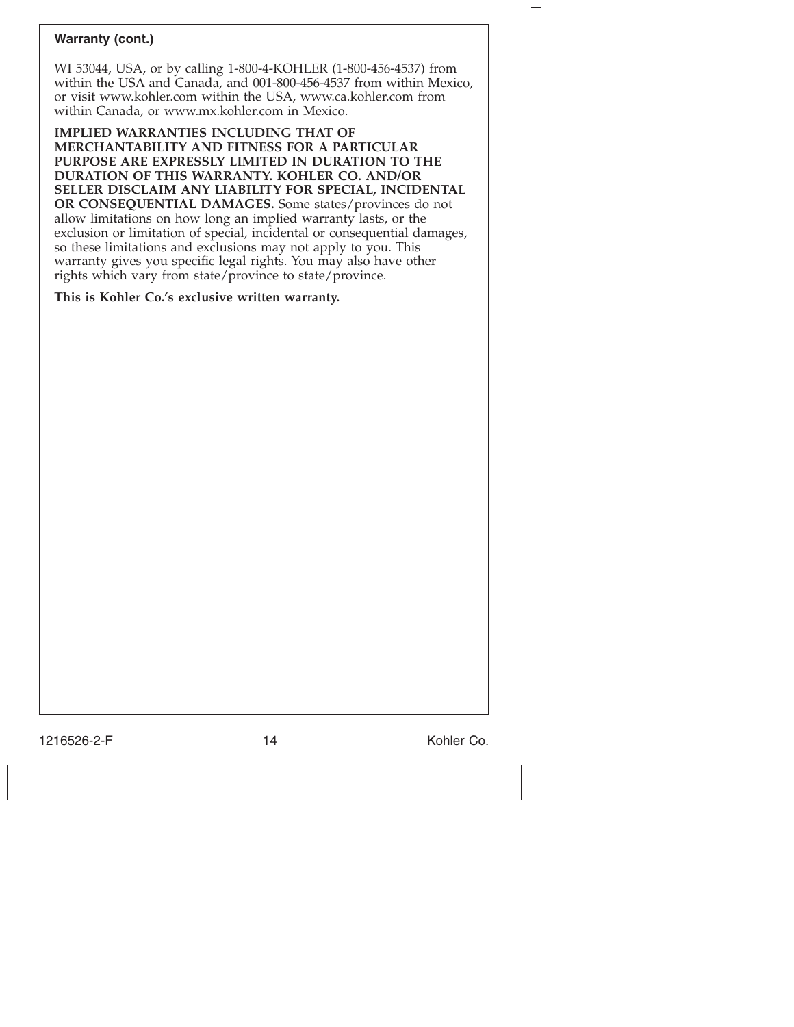**Warranty (cont.)**

WI 53044, USA, or by calling 1-800-4-KOHLER (1-800-456-4537) from within the USA and Canada, and 001-800-456-4537 from within Mexico, or visit www.kohler.com within the USA, www.ca.kohler.com from within Canada, or www.mx.kohler.com in Mexico.

**IMPLIED WARRANTIES INCLUDING THAT OF MERCHANTABILITY AND FITNESS FOR A PARTICULAR PURPOSE ARE EXPRESSLY LIMITED IN DURATION TO THE DURATION OF THIS WARRANTY. KOHLER CO. AND/OR SELLER DISCLAIM ANY LIABILITY FOR SPECIAL, INCIDENTAL OR CONSEQUENTIAL DAMAGES.** Some states/provinces do not allow limitations on how long an implied warranty lasts, or the exclusion or limitation of special, incidental or consequential damages, so these limitations and exclusions may not apply to you. This warranty gives you specific legal rights. You may also have other rights which vary from state/province to state/province.

**This is Kohler Co.'s exclusive written warranty.**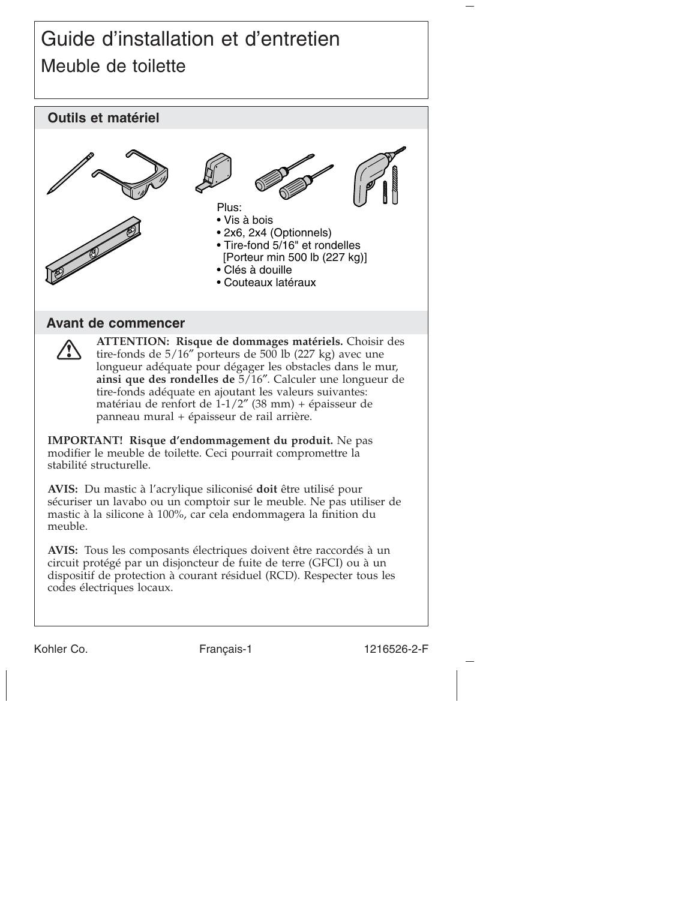# Guide d'installation et d'entretien

## Meuble de toilette

## Outils et matériel

Plus:

- Vis à bois
- 2x6, 2x4 (Optionnels)
- Tire-fond 5/16" et rondelles [Porteur min 500 lb (227 kg)]
- Clés à douille
- Couteaux latéraux

## Avant de commencer

**ATTENTION: Risque de dommages matériels.** Choisir des tire-fonds de 5/16″ porteurs de 500 lb (227 kg) avec une longueur adéquate pour dégager les obstacles dans le mur, **ainsi que des rondelles de** 5/16″. Calculer une longueur de tire-fonds adéquate en ajoutant les valeurs suivantes: matériau de renfort de 1-1/2″ (38 mm) + épaisseur de panneau mural + épaisseur de rail arrière.

**IMPORTANT! Risque d'endommagement du produit.** Ne pas modifier le meuble de toilette. Ceci pourrait compromettre la stabilité structurelle.

**AVIS:** Du mastic à l'acrylique siliconisé **doit** être utilisé pour sécuriser un lavabo ou un comptoir sur le meuble. Ne pas utiliser de mastic à la silicone à 100%, car cela endommagera la finition du meuble.

**AVIS:** Tous les composants électriques doivent être raccordés à un circuit protégé par un disjoncteur de fuite de terre (GFCI) ou à un dispositif de protection à courant résiduel (RCD). Respecter tous les codes électriques locaux.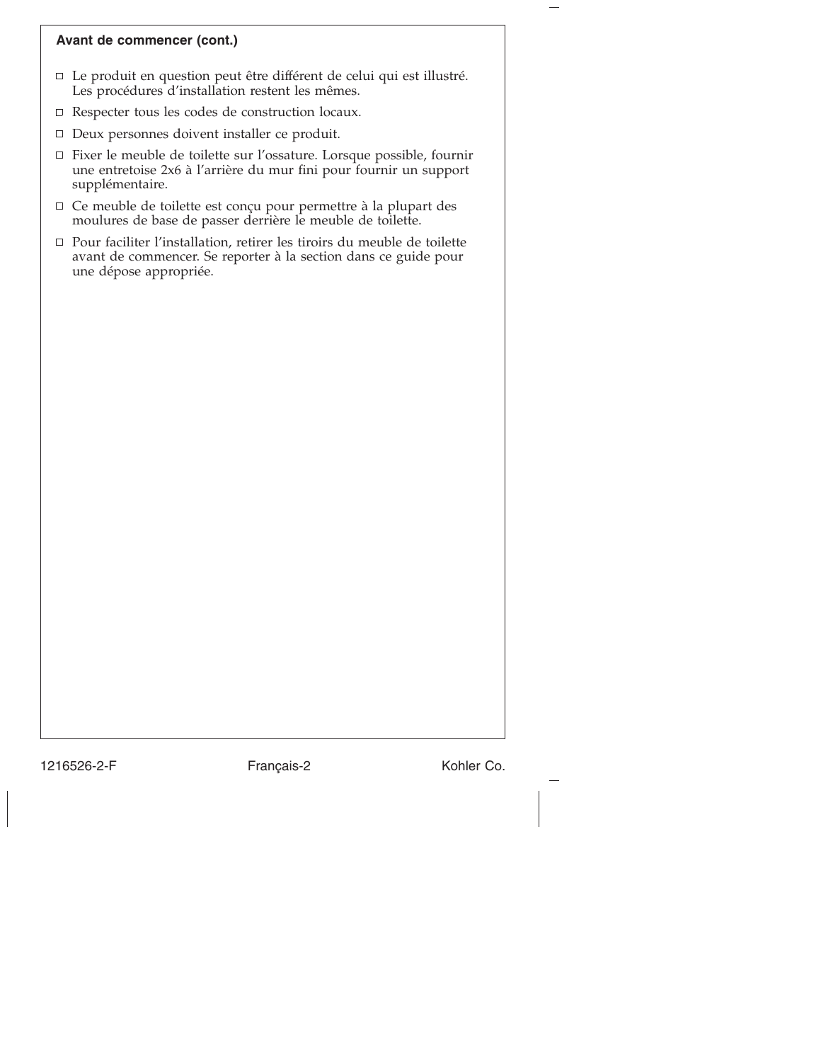**Avant de commencer (cont.)**

- ☐ Le produit en question peut être différent de celui qui est illustré. Les procédures d'installation restent les mêmes.
- ☐ Respecter tous les codes de construction locaux.
- ☐ Deux personnes doivent installer ce produit.
- ☐ Fixer le meuble de toilette sur l'ossature. Lorsque possible, fournir une entretoise 2x6 à l'arrière du mur fini pour fournir un support supplémentaire.
- ☐ Ce meuble de toilette est conçu pour permettre à la plupart des moulures de base de passer derrière le meuble de toilette.
- ☐ Pour faciliter l'installation, retirer les tiroirs du meuble de toilette avant de commencer. Se reporter à la section dans ce guide pour une dépose appropriée.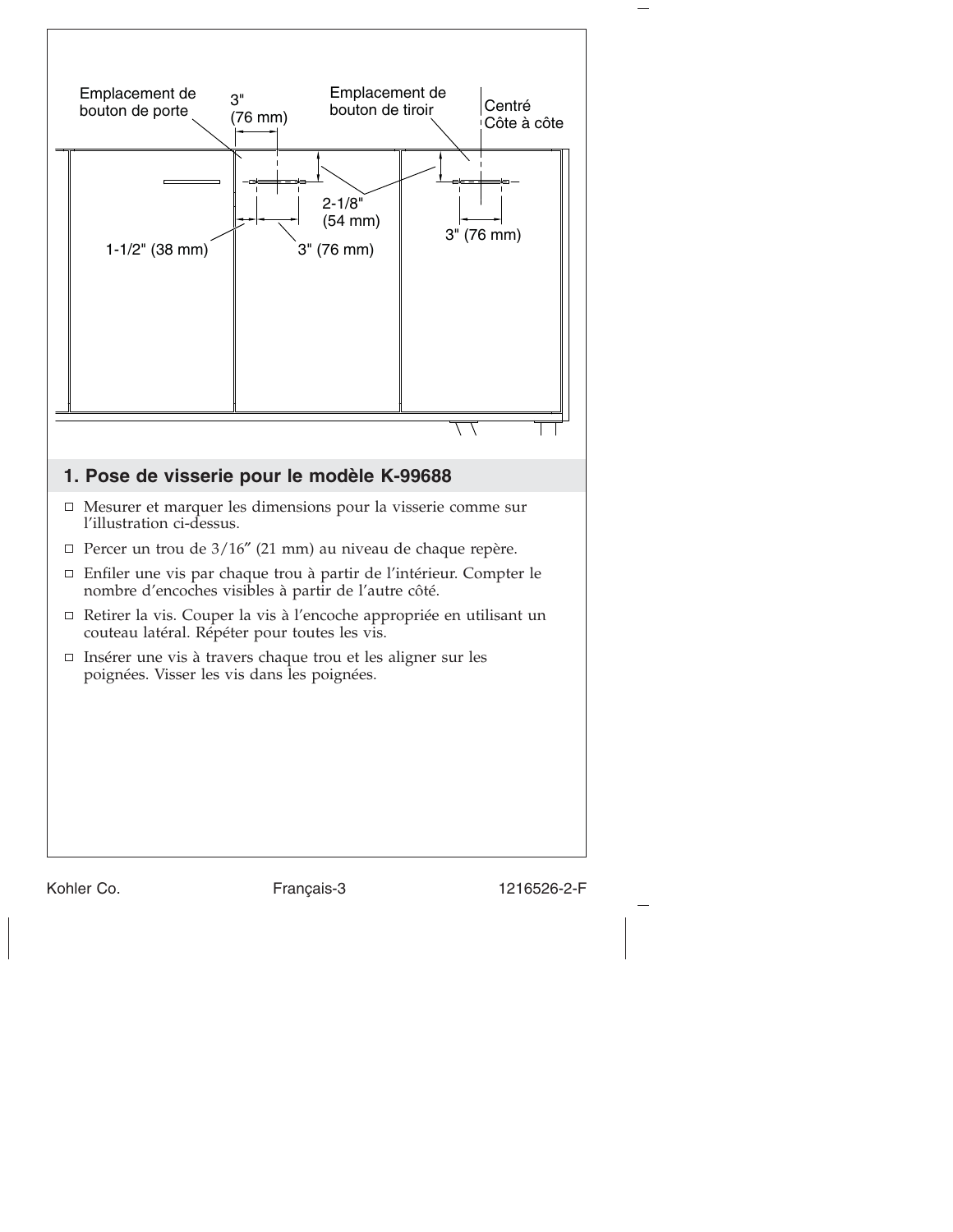Emplacement de bouton de porte

3" (76 mm)

Emplacement de bouton de tiroir

Centré Côte à côte

2-1/8" (54 mm)

3" (76 mm)

1-1/2" (38 mm)

3" (76 mm)

## 1. Pose de visserie pour le modèle K-99688

- ☐ Mesurer et marquer les dimensions pour la visserie comme sur l'illustration ci-dessus.
- ☐ Percer un trou de 3/16″ (21 mm) au niveau de chaque repère.
- ☐ Enfiler une vis par chaque trou à partir de l'intérieur. Compter le nombre d'encoches visibles à partir de l'autre côté.
- ☐ Retirer la vis. Couper la vis à l'encoche appropriée en utilisant un couteau latéral. Répéter pour toutes les vis.
- ☐ Insérer une vis à travers chaque trou et les aligner sur les poignées. Visser les vis dans les poignées.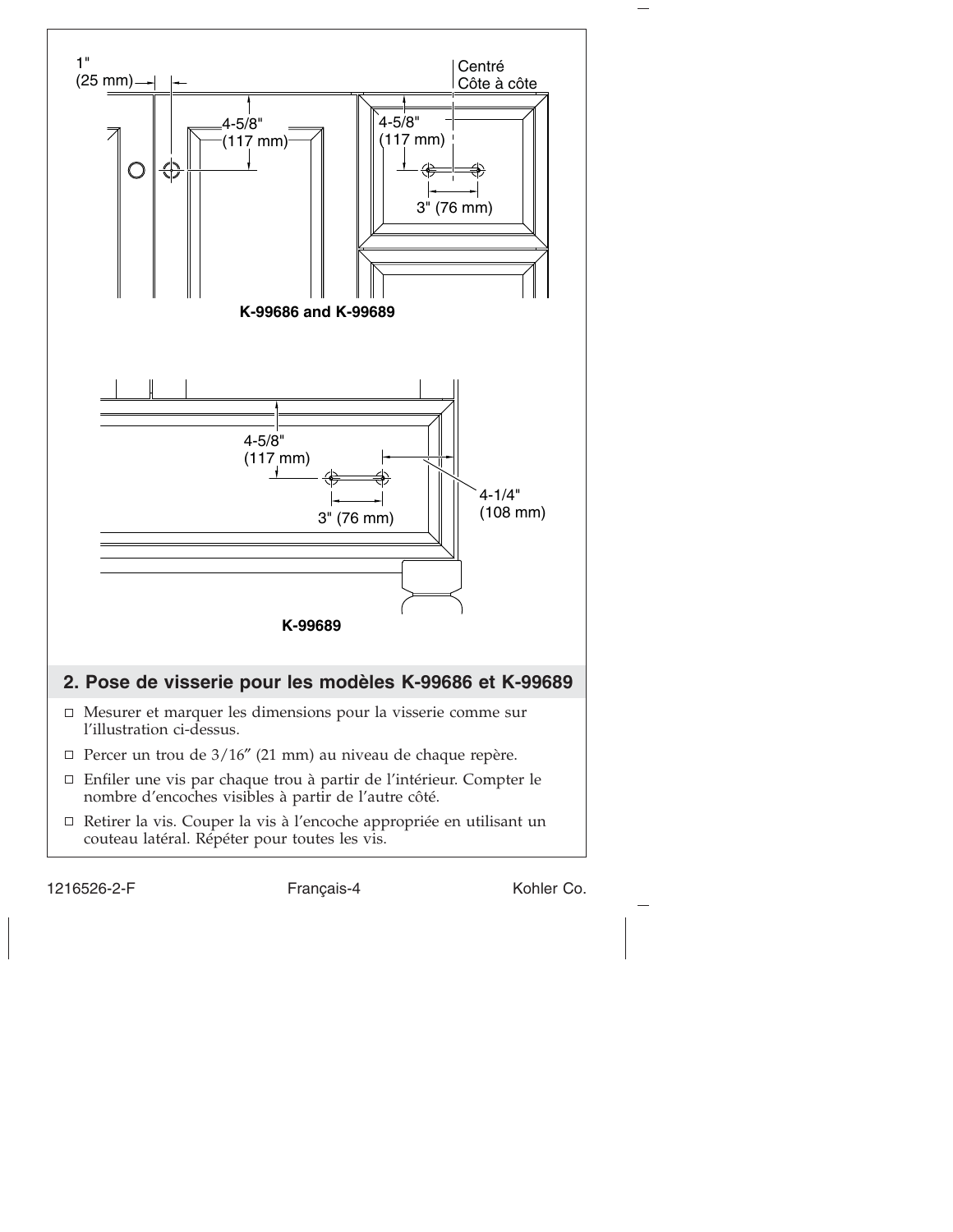1"
(25 mm)

4-5/8"
(117 mm)

Centré
Côte à côte

4-5/8"
(117 mm)

3" (76 mm)

**K-99686 and K-99689**

4-5/8"
(117 mm)

3" (76 mm)

4-1/4"
(108 mm)

**K-99689**

## 2. Pose de visserie pour les modèles K-99686 et K-99689

- ☐ Mesurer et marquer les dimensions pour la visserie comme sur l'illustration ci-dessus.
- ☐ Percer un trou de 3/16″ (21 mm) au niveau de chaque repère.
- ☐ Enfiler une vis par chaque trou à partir de l'intérieur. Compter le nombre d'encoches visibles à partir de l'autre côté.
- ☐ Retirer la vis. Couper la vis à l'encoche appropriée en utilisant un couteau latéral. Répéter pour toutes les vis.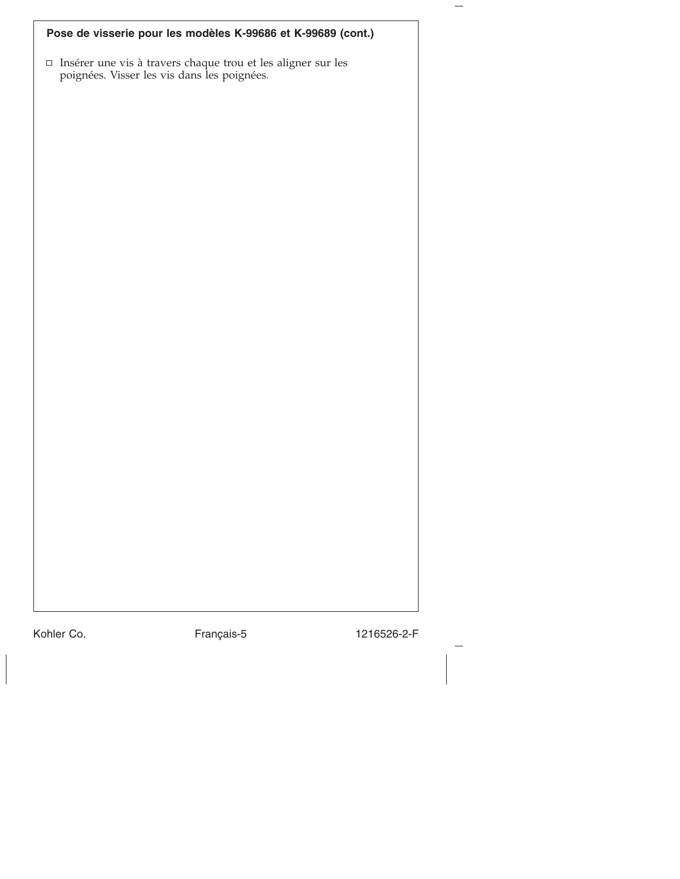## Pose de visserie pour les modèles K-99686 et K-99689 (cont.)

- ☐ Insérer une vis à travers chaque trou et les aligner sur les poignées. Visser les vis dans les poignées.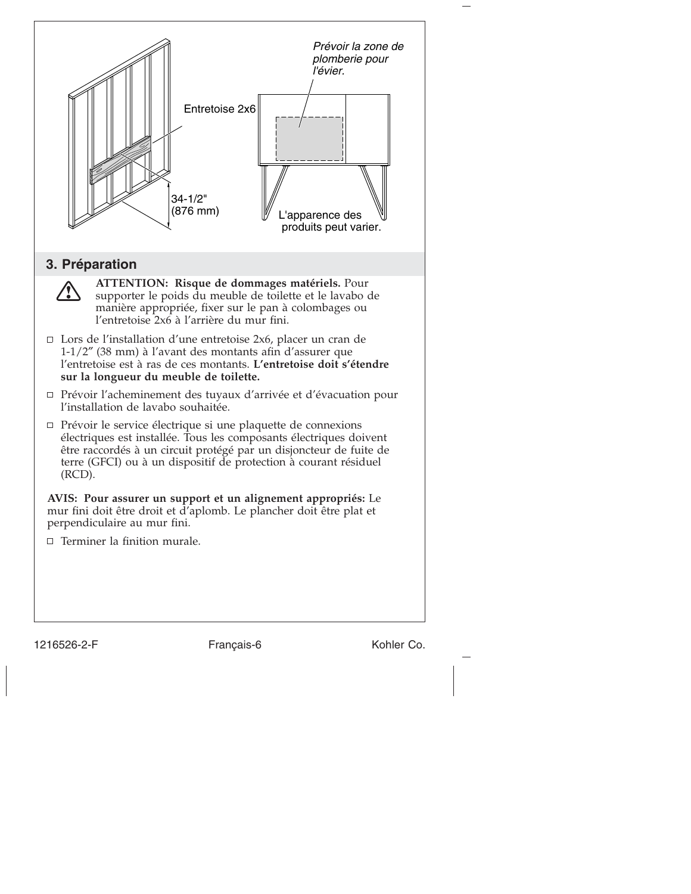Entretoise 2x6

34-1/2"
(876 mm)

*Prévoir la zone de plomberie pour l'évier.*

L'apparence des produits peut varier.

## 3. Préparation

**ATTENTION: Risque de dommages matériels.** Pour supporter le poids du meuble de toilette et le lavabo de manière appropriée, fixer sur le pan à colombages ou l'entretoise 2x6 à l'arrière du mur fini.

- ☐ Lors de l'installation d'une entretoise 2x6, placer un cran de 1-1/2" (38 mm) à l'avant des montants afin d'assurer que l'entretoise est à ras de ces montants. **L'entretoise doit s'étendre sur la longueur du meuble de toilette.**
- ☐ Prévoir l'acheminement des tuyaux d'arrivée et d'évacuation pour l'installation de lavabo souhaitée.
- ☐ Prévoir le service électrique si une plaquette de connexions électriques est installée. Tous les composants électriques doivent être raccordés à un circuit protégé par un disjoncteur de fuite de terre (GFCI) ou à un dispositif de protection à courant résiduel (RCD).

**AVIS: Pour assurer un support et un alignement appropriés:** Le mur fini doit être droit et d'aplomb. Le plancher doit être plat et perpendiculaire au mur fini.

- ☐ Terminer la finition murale.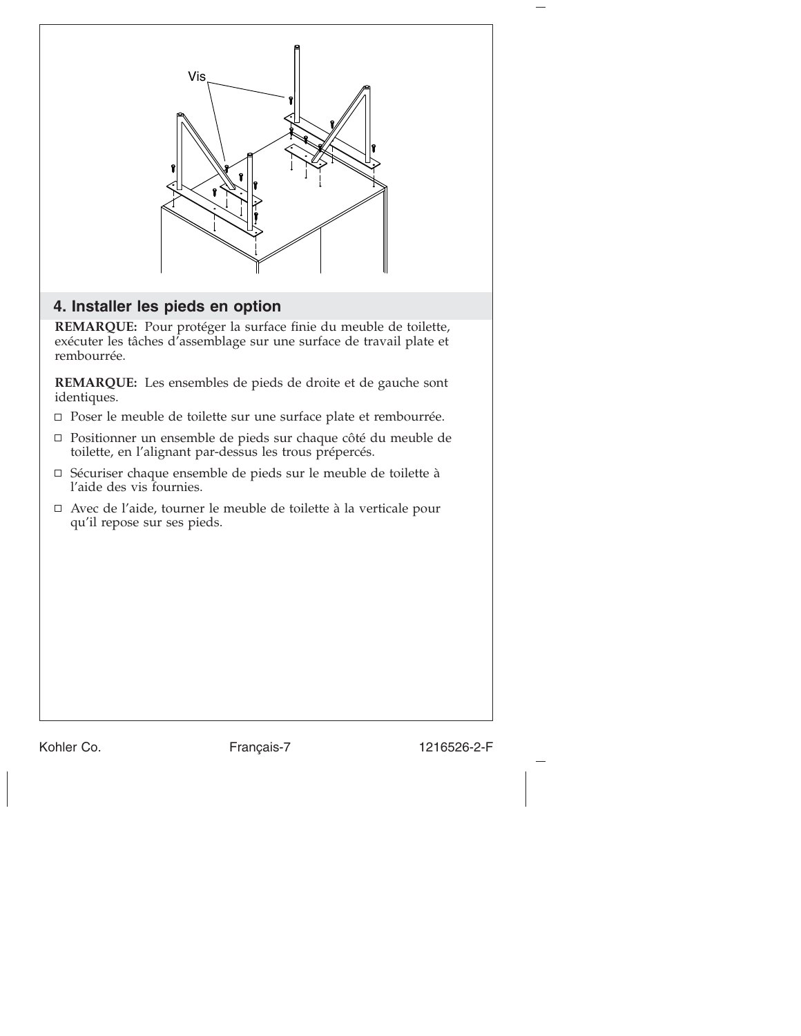Vis

## 4. Installer les pieds en option

**REMARQUE:** Pour protéger la surface finie du meuble de toilette, exécuter les tâches d'assemblage sur une surface de travail plate et rembourrée.

**REMARQUE:** Les ensembles de pieds de droite et de gauche sont identiques.

- ☐ Poser le meuble de toilette sur une surface plate et rembourrée.
- ☐ Positionner un ensemble de pieds sur chaque côté du meuble de toilette, en l'alignant par-dessus les trous prépercés.
- ☐ Sécuriser chaque ensemble de pieds sur le meuble de toilette à l'aide des vis fournies.
- ☐ Avec de l'aide, tourner le meuble de toilette à la verticale pour qu'il repose sur ses pieds.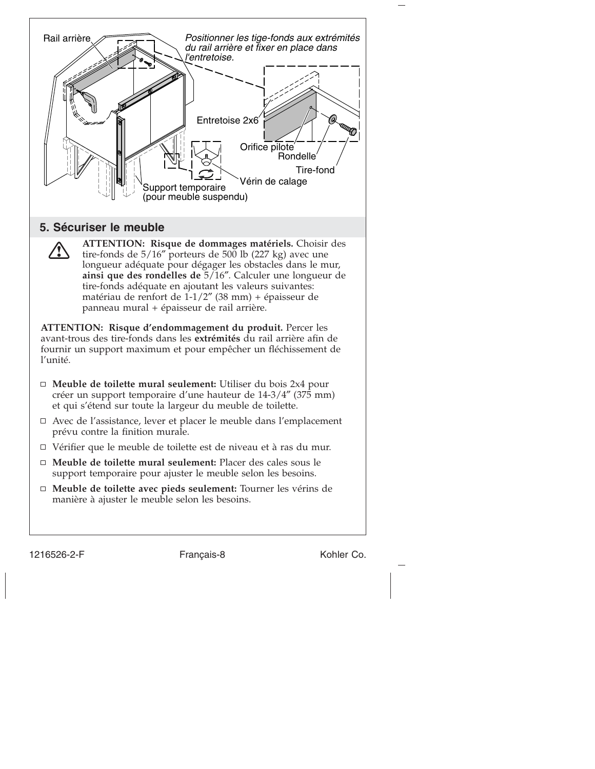Rail arrière

*Positionner les tige-fonds aux extrémités du rail arrière et fixer en place dans l'entretoise.*

Entretoise 2x6

Orifice pilote

Rondelle

Tire-fond

Vérin de calage

Support temporaire (pour meuble suspendu)

## 5. Sécuriser le meuble

**ATTENTION: Risque de dommages matériels.** Choisir des tire-fonds de 5/16″ porteurs de 500 lb (227 kg) avec une longueur adéquate pour dégager les obstacles dans le mur, **ainsi que des rondelles de** 5/16″. Calculer une longueur de tire-fonds adéquate en ajoutant les valeurs suivantes: matériau de renfort de 1-1/2″ (38 mm) + épaisseur de panneau mural + épaisseur de rail arrière.

**ATTENTION: Risque d'endommagement du produit.** Percer les avant-trous des tire-fonds dans les **extrémités** du rail arrière afin de fournir un support maximum et pour empêcher un fléchissement de l'unité.

- ☐ **Meuble de toilette mural seulement:** Utiliser du bois 2x4 pour créer un support temporaire d'une hauteur de 14-3/4″ (375 mm) et qui s'étend sur toute la largeur du meuble de toilette.
- ☐ Avec de l'assistance, lever et placer le meuble dans l'emplacement prévu contre la finition murale.
- ☐ Vérifier que le meuble de toilette est de niveau et à ras du mur.
- ☐ **Meuble de toilette mural seulement:** Placer des cales sous le support temporaire pour ajuster le meuble selon les besoins.
- ☐ **Meuble de toilette avec pieds seulement:** Tourner les vérins de manière à ajuster le meuble selon les besoins.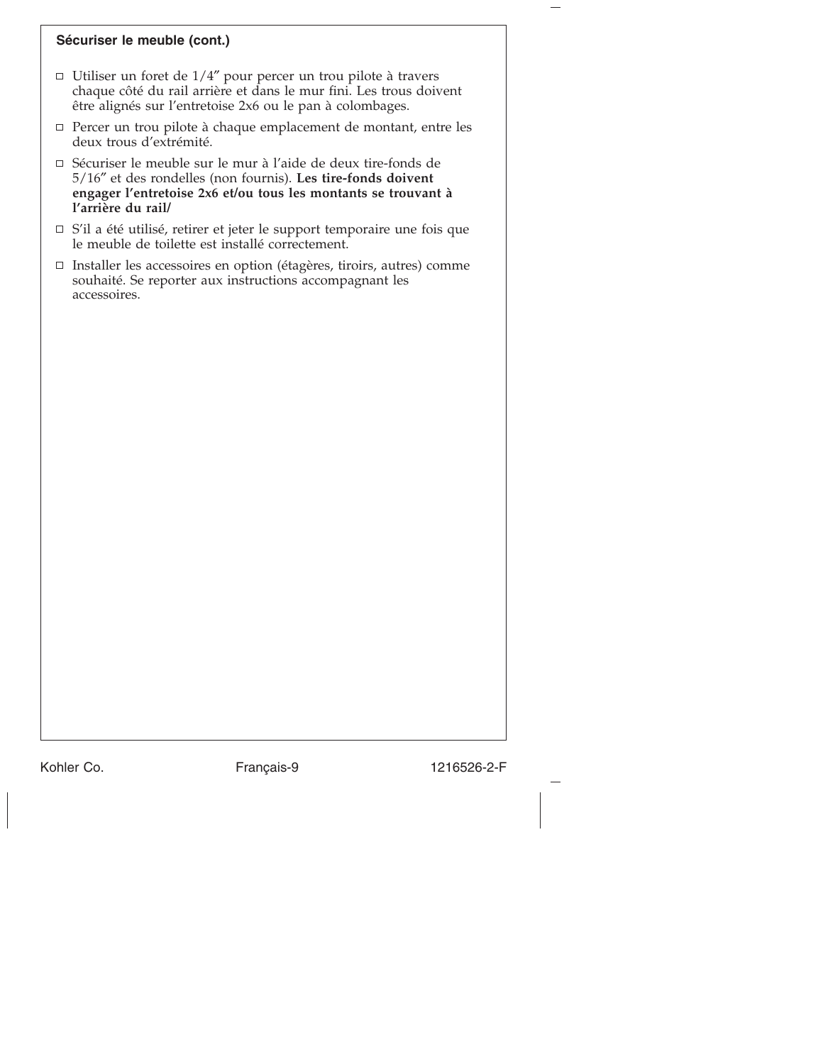### Sécuriser le meuble (cont.)

- ☐ Utiliser un foret de 1/4″ pour percer un trou pilote à travers chaque côté du rail arrière et dans le mur fini. Les trous doivent être alignés sur l'entretoise 2x6 ou le pan à colombages.
- ☐ Percer un trou pilote à chaque emplacement de montant, entre les deux trous d'extrémité.
- ☐ Sécuriser le meuble sur le mur à l'aide de deux tire-fonds de 5/16″ et des rondelles (non fournis). **Les tire-fonds doivent engager l'entretoise 2x6 et/ou tous les montants se trouvant à l'arrière du rail/**
- ☐ S'il a été utilisé, retirer et jeter le support temporaire une fois que le meuble de toilette est installé correctement.
- ☐ Installer les accessoires en option (étagères, tiroirs, autres) comme souhaité. Se reporter aux instructions accompagnant les accessoires.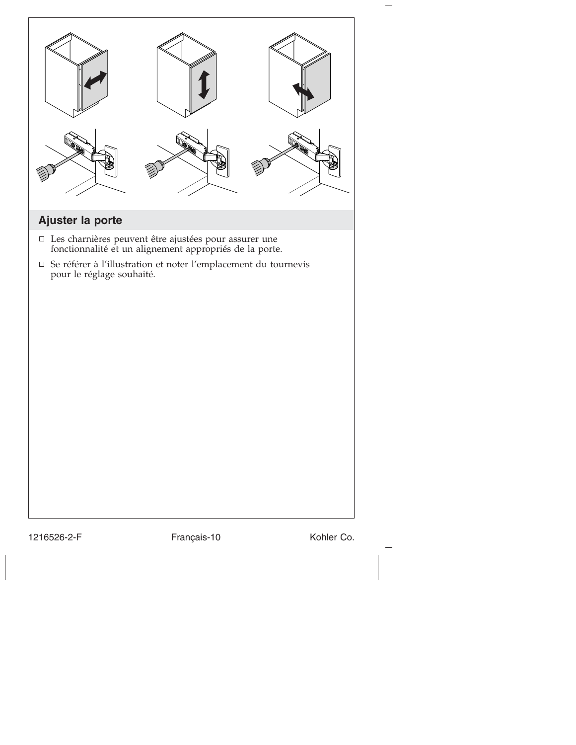## Ajuster la porte

- Les charnières peuvent être ajustées pour assurer une fonctionnalité et un alignement appropriés de la porte.
- Se référer à l'illustration et noter l'emplacement du tournevis pour le réglage souhaité.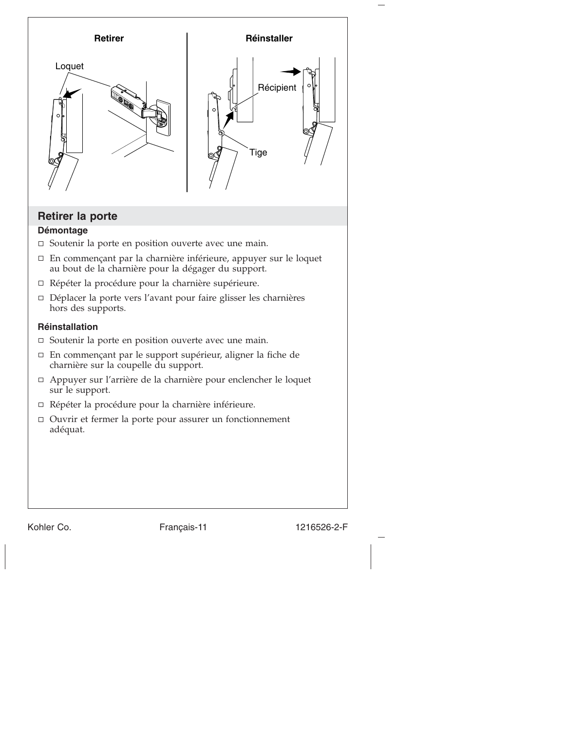Retirer

Loquet

Réinstaller

Récipient

Tige

## Retirer la porte

### Démontage

- ☐ Soutenir la porte en position ouverte avec une main.
- ☐ En commençant par la charnière inférieure, appuyer sur le loquet au bout de la charnière pour la dégager du support.
- ☐ Répéter la procédure pour la charnière supérieure.
- ☐ Déplacer la porte vers l'avant pour faire glisser les charnières hors des supports.

### Réinstallation

- ☐ Soutenir la porte en position ouverte avec une main.
- ☐ En commençant par le support supérieur, aligner la fiche de charnière sur la coupelle du support.
- ☐ Appuyer sur l'arrière de la charnière pour enclencher le loquet sur le support.
- ☐ Répéter la procédure pour la charnière inférieure.
- ☐ Ouvrir et fermer la porte pour assurer un fonctionnement adéquat.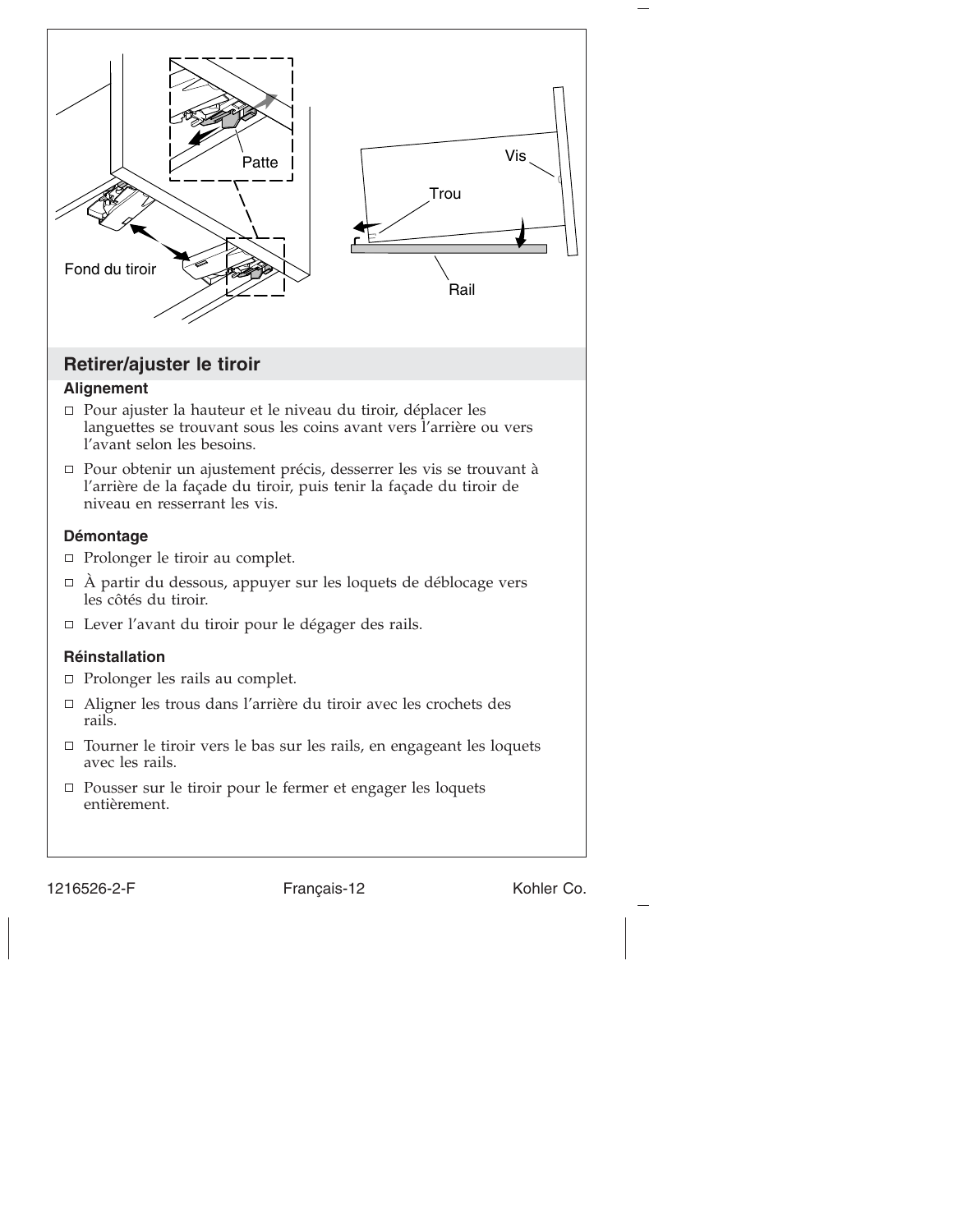## Retirer/ajuster le tiroir

### Alignement

- ☐ Pour ajuster la hauteur et le niveau du tiroir, déplacer les languettes se trouvant sous les coins avant vers l'arrière ou vers l'avant selon les besoins.
- ☐ Pour obtenir un ajustement précis, desserrer les vis se trouvant à l'arrière de la façade du tiroir, puis tenir la façade du tiroir de niveau en resserrant les vis.

### Démontage

- ☐ Prolonger le tiroir au complet.
- ☐ À partir du dessous, appuyer sur les loquets de déblocage vers les côtés du tiroir.
- ☐ Lever l'avant du tiroir pour le dégager des rails.

### Réinstallation

- ☐ Prolonger les rails au complet.
- ☐ Aligner les trous dans l'arrière du tiroir avec les crochets des rails.
- ☐ Tourner le tiroir vers le bas sur les rails, en engageant les loquets avec les rails.
- ☐ Pousser sur le tiroir pour le fermer et engager les loquets entièrement.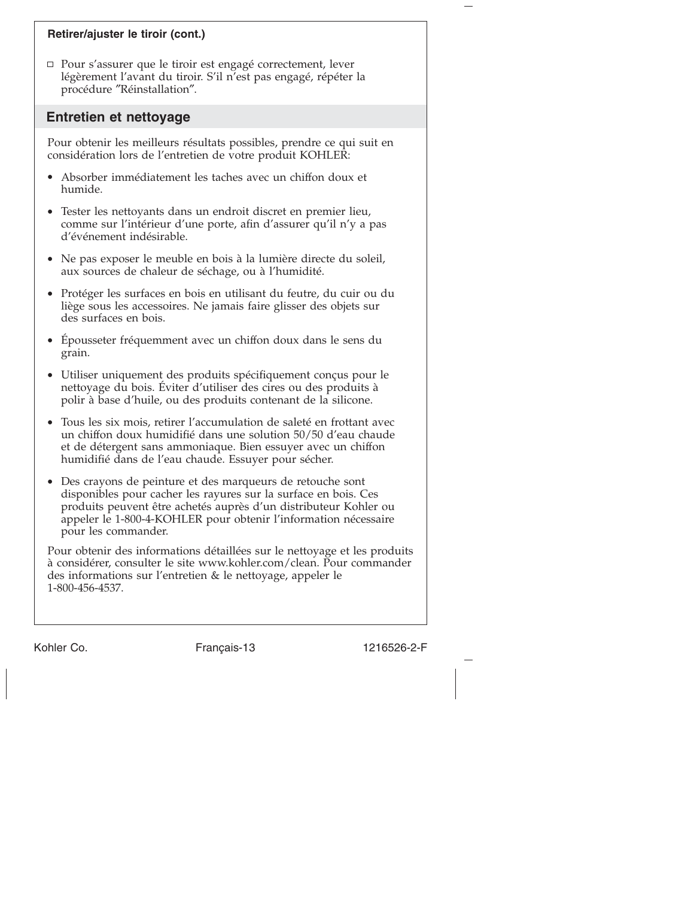**Retirer/ajuster le tiroir (cont.)**

- ☐ Pour s'assurer que le tiroir est engagé correctement, lever légèrement l'avant du tiroir. S'il n'est pas engagé, répéter la procédure ″Réinstallation″.

## Entretien et nettoyage

Pour obtenir les meilleurs résultats possibles, prendre ce qui suit en considération lors de l'entretien de votre produit KOHLER:

- Absorber immédiatement les taches avec un chiffon doux et humide.
- Tester les nettoyants dans un endroit discret en premier lieu, comme sur l'intérieur d'une porte, afin d'assurer qu'il n'y a pas d'événement indésirable.
- Ne pas exposer le meuble en bois à la lumière directe du soleil, aux sources de chaleur de séchage, ou à l'humidité.
- Protéger les surfaces en bois en utilisant du feutre, du cuir ou du liège sous les accessoires. Ne jamais faire glisser des objets sur des surfaces en bois.
- Épousseter fréquemment avec un chiffon doux dans le sens du grain.
- Utiliser uniquement des produits spécifiquement conçus pour le nettoyage du bois. Éviter d'utiliser des cires ou des produits à polir à base d'huile, ou des produits contenant de la silicone.
- Tous les six mois, retirer l'accumulation de saleté en frottant avec un chiffon doux humidifié dans une solution 50/50 d'eau chaude et de détergent sans ammoniaque. Bien essuyer avec un chiffon humidifié dans de l'eau chaude. Essuyer pour sécher.
- Des crayons de peinture et des marqueurs de retouche sont disponibles pour cacher les rayures sur la surface en bois. Ces produits peuvent être achetés auprès d'un distributeur Kohler ou appeler le 1-800-4-KOHLER pour obtenir l'information nécessaire pour les commander.

Pour obtenir des informations détaillées sur le nettoyage et les produits à considérer, consulter le site www.kohler.com/clean. Pour commander des informations sur l'entretien & le nettoyage, appeler le 1-800-456-4537.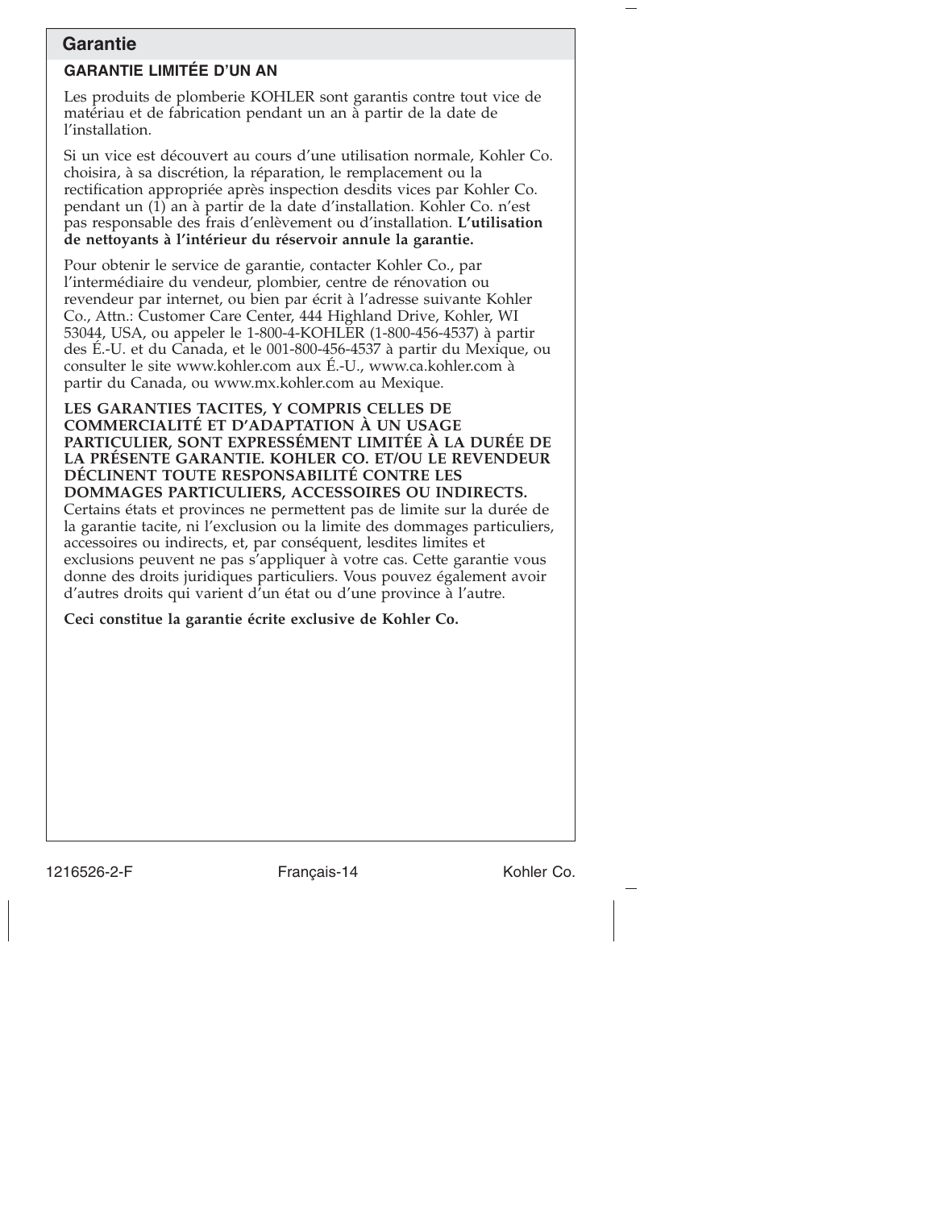## Garantie

### GARANTIE LIMITÉE D'UN AN

Les produits de plomberie KOHLER sont garantis contre tout vice de matériau et de fabrication pendant un an à partir de la date de l'installation.

Si un vice est découvert au cours d'une utilisation normale, Kohler Co. choisira, à sa discrétion, la réparation, le remplacement ou la rectification appropriée après inspection desdits vices par Kohler Co. pendant un (1) an à partir de la date d'installation. Kohler Co. n'est pas responsable des frais d'enlèvement ou d'installation. **L'utilisation de nettoyants à l'intérieur du réservoir annule la garantie.**

Pour obtenir le service de garantie, contacter Kohler Co., par l'intermédiaire du vendeur, plombier, centre de rénovation ou revendeur par internet, ou bien par écrit à l'adresse suivante Kohler Co., Attn.: Customer Care Center, 444 Highland Drive, Kohler, WI 53044, USA, ou appeler le 1-800-4-KOHLER (1-800-456-4537) à partir des É.-U. et du Canada, et le 001-800-456-4537 à partir du Mexique, ou consulter le site www.kohler.com aux É.-U., www.ca.kohler.com à partir du Canada, ou www.mx.kohler.com au Mexique.

**LES GARANTIES TACITES, Y COMPRIS CELLES DE COMMERCIALITÉ ET D'ADAPTATION À UN USAGE PARTICULIER, SONT EXPRESSÉMENT LIMITÉE À LA DURÉE DE LA PRÉSENTE GARANTIE. KOHLER CO. ET/OU LE REVENDEUR DÉCLINENT TOUTE RESPONSABILITÉ CONTRE LES DOMMAGES PARTICULIERS, ACCESSOIRES OU INDIRECTS.** Certains états et provinces ne permettent pas de limite sur la durée de la garantie tacite, ni l'exclusion ou la limite des dommages particuliers, accessoires ou indirects, et, par conséquent, lesdites limites et exclusions peuvent ne pas s'appliquer à votre cas. Cette garantie vous donne des droits juridiques particuliers. Vous pouvez également avoir d'autres droits qui varient d'un état ou d'une province à l'autre.

**Ceci constitue la garantie écrite exclusive de Kohler Co.**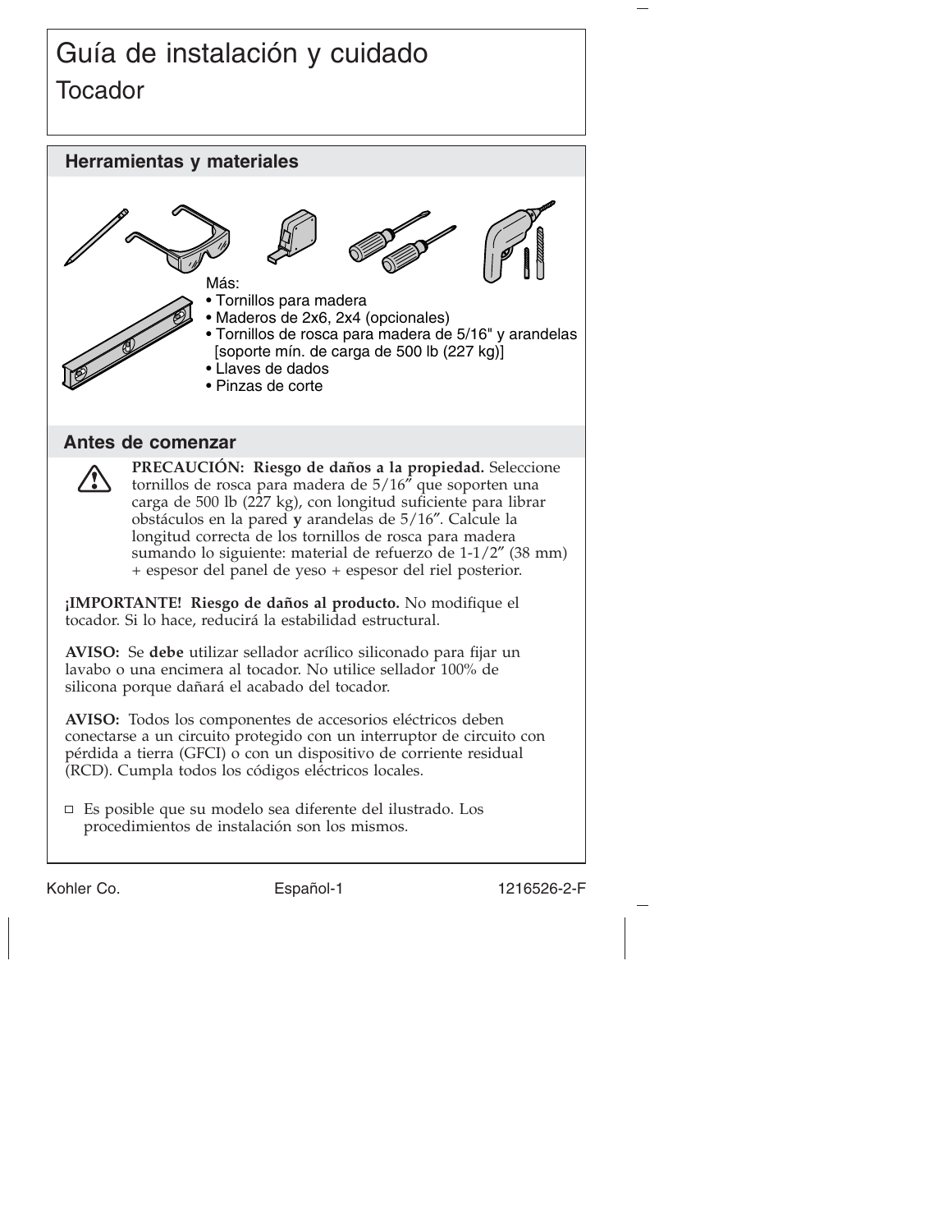# Guía de instalación y cuidado

## Tocador

### Herramientas y materiales

Más:

- Tornillos para madera
- Maderos de 2x6, 2x4 (opcionales)
- Tornillos de rosca para madera de 5/16" y arandelas [soporte mín. de carga de 500 lb (227 kg)]
- Llaves de dados
- Pinzas de corte

### Antes de comenzar

**PRECAUCIÓN: Riesgo de daños a la propiedad.** Seleccione tornillos de rosca para madera de 5/16″ que soporten una carga de 500 lb (227 kg), con longitud suficiente para librar obstáculos en la pared **y** arandelas de 5/16″. Calcule la longitud correcta de los tornillos de rosca para madera sumando lo siguiente: material de refuerzo de 1-1/2″ (38 mm) + espesor del panel de yeso + espesor del riel posterior.

**¡IMPORTANTE! Riesgo de daños al producto.** No modifique el tocador. Si lo hace, reducirá la estabilidad estructural.

**AVISO:** Se **debe** utilizar sellador acrílico siliconado para fijar un lavabo o una encimera al tocador. No utilice sellador 100% de silicona porque dañará el acabado del tocador.

**AVISO:** Todos los componentes de accesorios eléctricos deben conectarse a un circuito protegido con un interruptor de circuito con pérdida a tierra (GFCI) o con un dispositivo de corriente residual (RCD). Cumpla todos los códigos eléctricos locales.

- Es posible que su modelo sea diferente del ilustrado. Los procedimientos de instalación son los mismos.

Kohler Co. Español-1 1216526-2-F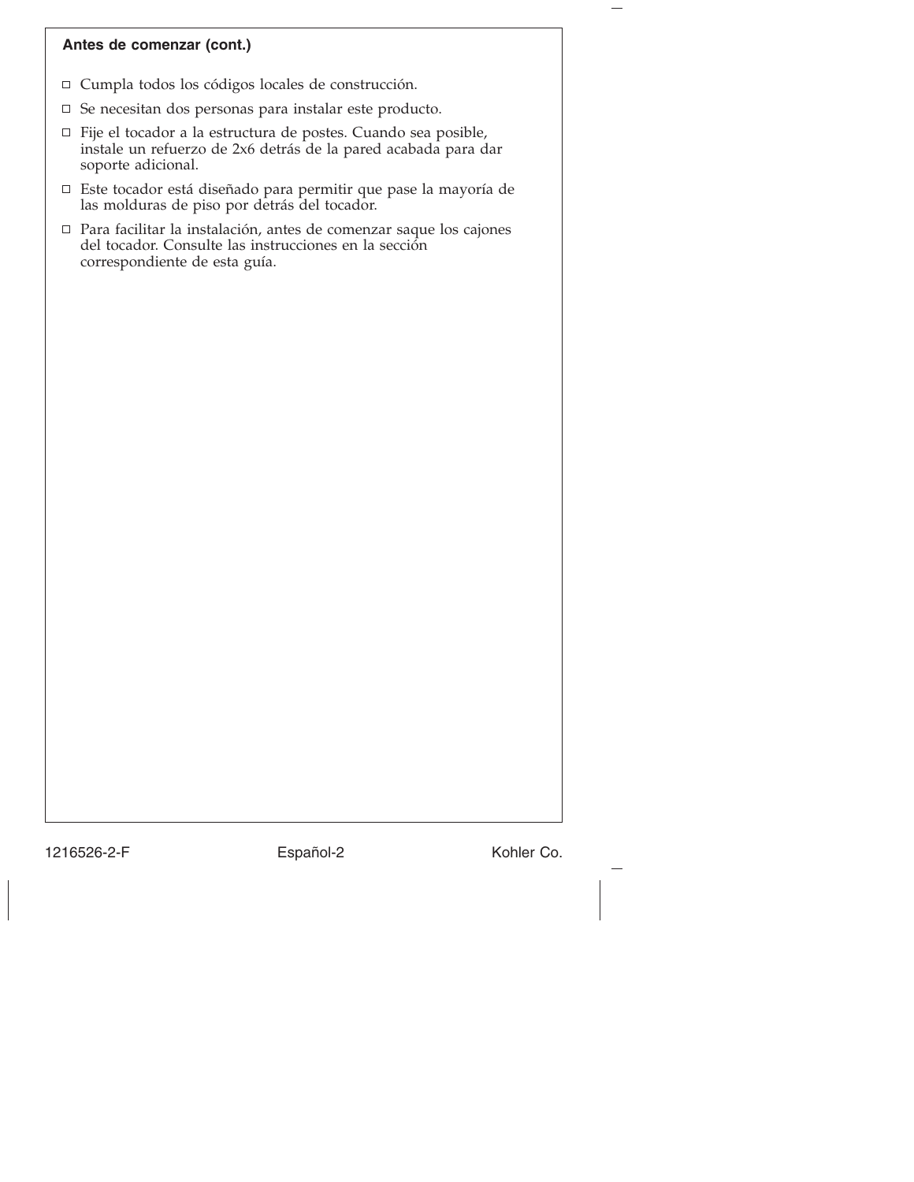### Antes de comenzar (cont.)

- ☐ Cumpla todos los códigos locales de construcción.
- ☐ Se necesitan dos personas para instalar este producto.
- ☐ Fije el tocador a la estructura de postes. Cuando sea posible, instale un refuerzo de 2x6 detrás de la pared acabada para dar soporte adicional.
- ☐ Este tocador está diseñado para permitir que pase la mayoría de las molduras de piso por detrás del tocador.
- ☐ Para facilitar la instalación, antes de comenzar saque los cajones del tocador. Consulte las instrucciones en la sección correspondiente de esta guía.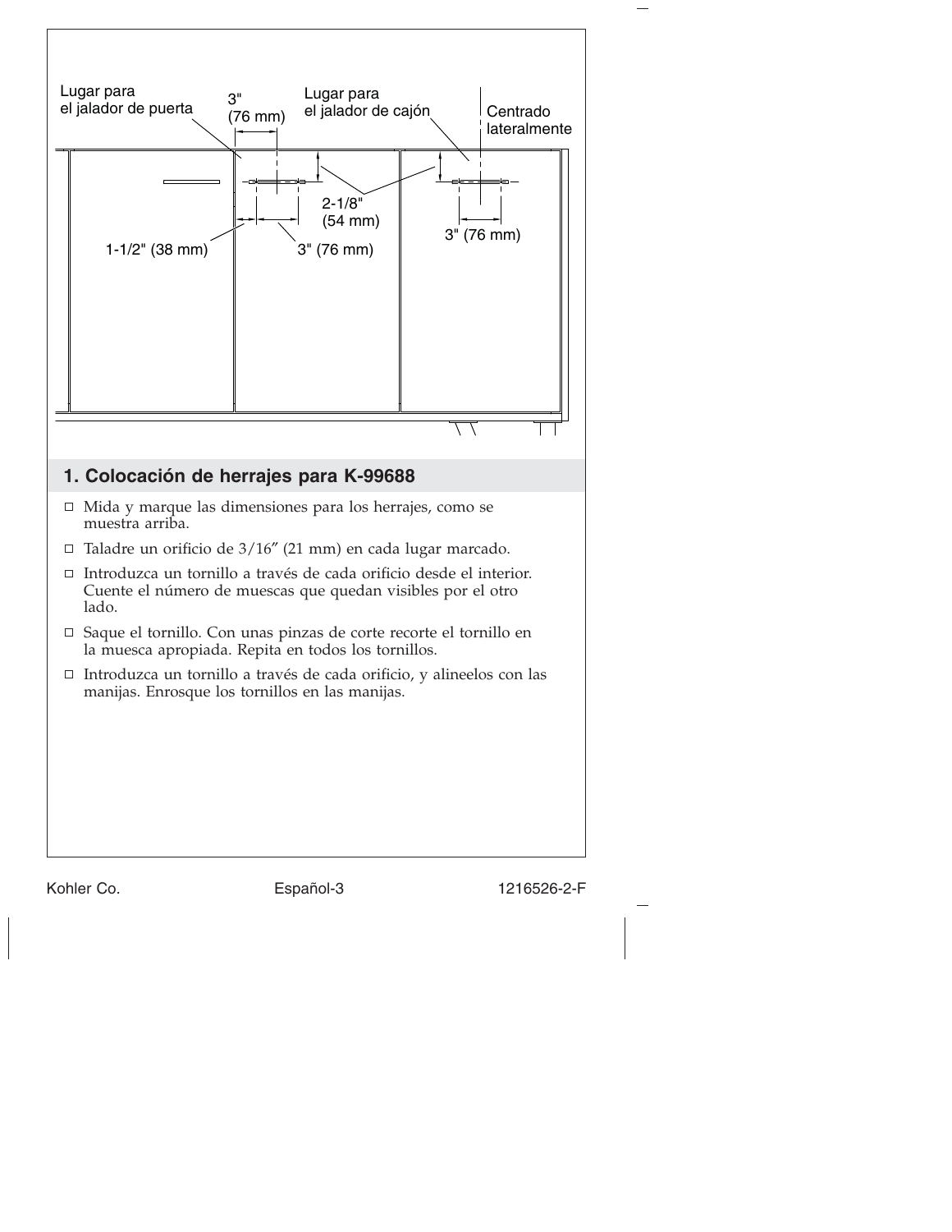Lugar para el jalador de puerta

3" (76 mm)

Lugar para el jalador de cajón

Centrado lateralmente

2-1/8" (54 mm)

1-1/2" (38 mm)

3" (76 mm)

3" (76 mm)

## 1. Colocación de herrajes para K-99688

- ☐ Mida y marque las dimensiones para los herrajes, como se muestra arriba.
- ☐ Taladre un orificio de 3/16″ (21 mm) en cada lugar marcado.
- ☐ Introduzca un tornillo a través de cada orificio desde el interior. Cuente el número de muescas que quedan visibles por el otro lado.
- ☐ Saque el tornillo. Con unas pinzas de corte recorte el tornillo en la muesca apropiada. Repita en todos los tornillos.
- ☐ Introduzca un tornillo a través de cada orificio, y alineelos con las manijas. Enrosque los tornillos en las manijas.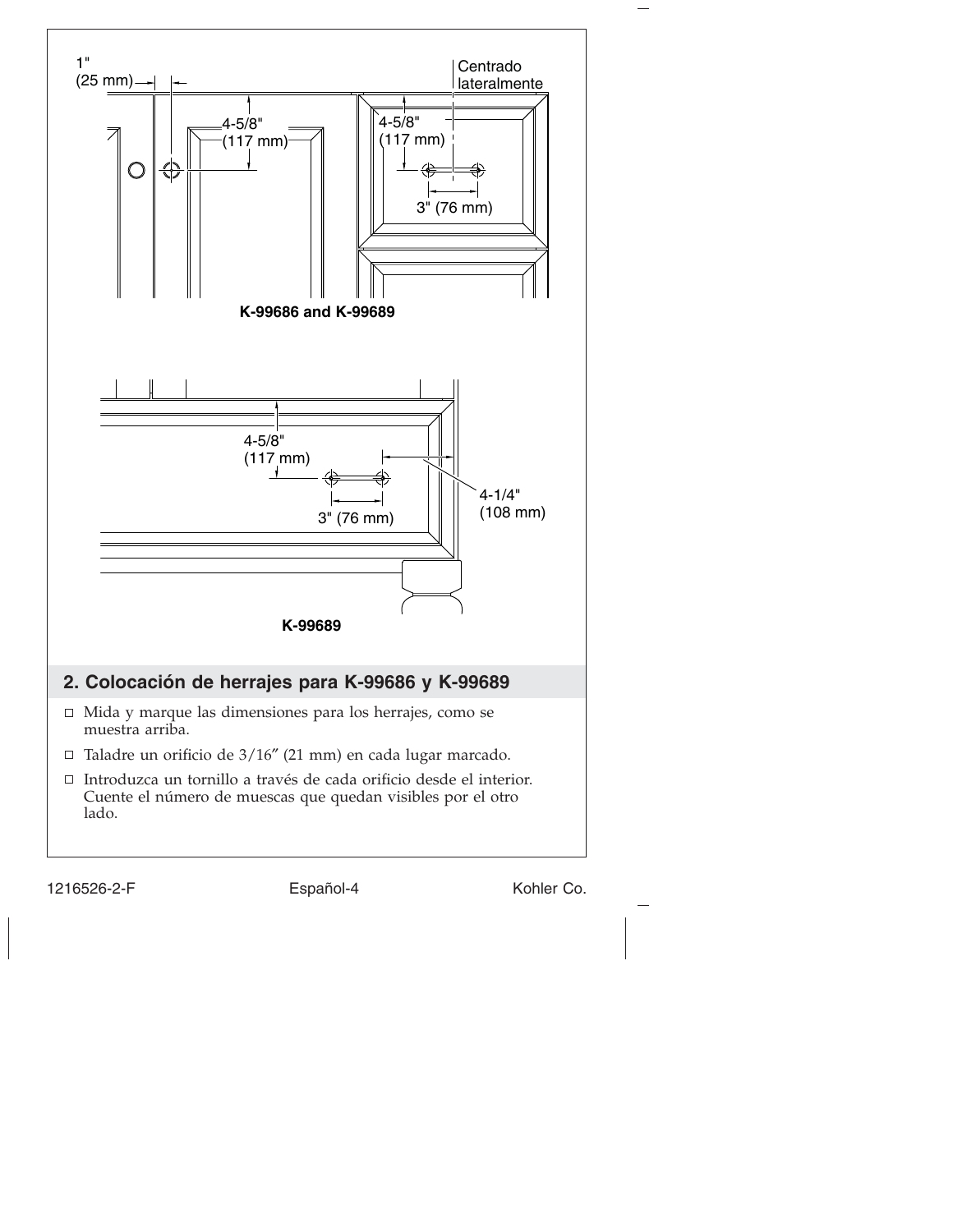1"
(25 mm)

Centrado lateralmente

4-5/8"
(117 mm)

4-5/8"
(117 mm)

3" (76 mm)

**K-99686 and K-99689**

4-5/8"
(117 mm)

3" (76 mm)

4-1/4"
(108 mm)

**K-99689**

## 2. Colocación de herrajes para K-99686 y K-99689

- ☐ Mida y marque las dimensiones para los herrajes, como se muestra arriba.
- ☐ Taladre un orificio de 3/16″ (21 mm) en cada lugar marcado.
- ☐ Introduzca un tornillo a través de cada orificio desde el interior. Cuente el número de muescas que quedan visibles por el otro lado.

1216526-2-F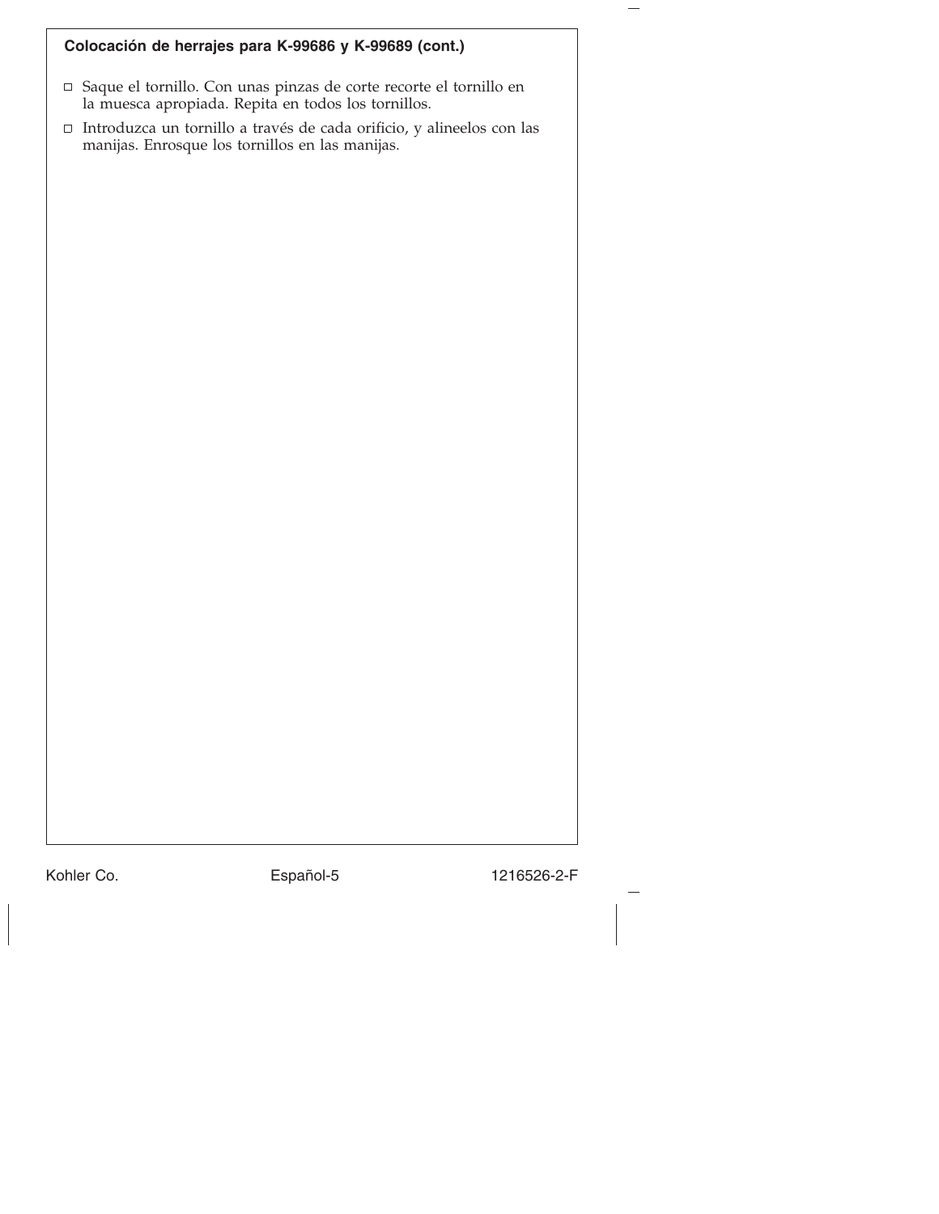### Colocación de herrajes para K-99686 y K-99689 (cont.)

- ☐ Saque el tornillo. Con unas pinzas de corte recorte el tornillo en la muesca apropiada. Repita en todos los tornillos.
- ☐ Introduzca un tornillo a través de cada orificio, y alineelos con las manijas. Enrosque los tornillos en las manijas.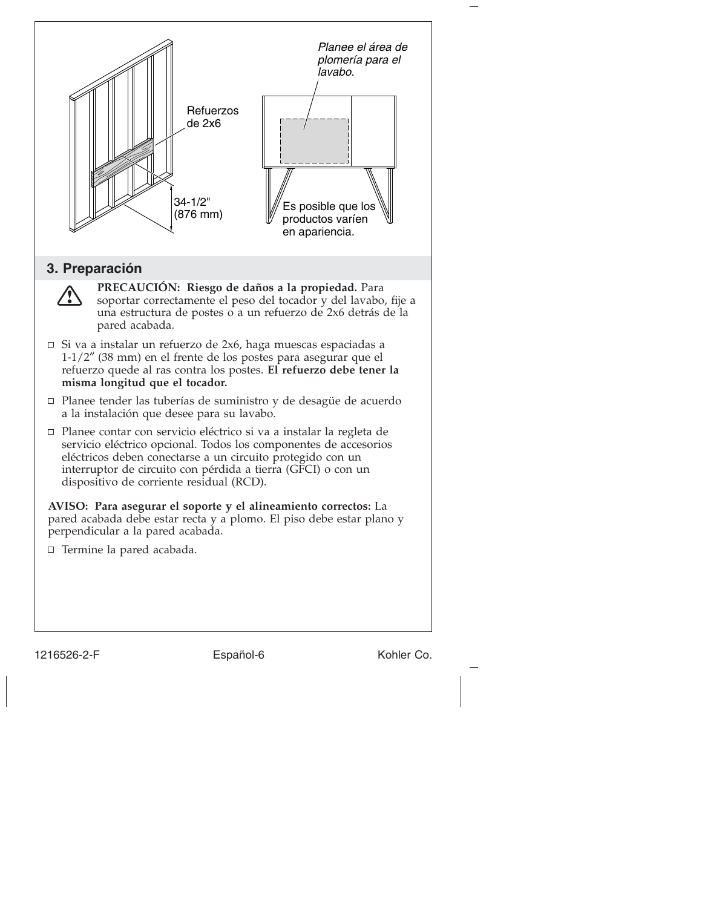Refuerzos de 2x6

34-1/2" (876 mm)

*Planee el área de plomería para el lavabo.*

Es posible que los productos varíen en apariencia.

## 3. Preparación

⚠ **PRECAUCIÓN: Riesgo de daños a la propiedad.** Para soportar correctamente el peso del tocador y del lavabo, fije a una estructura de postes o a un refuerzo de 2x6 detrás de la pared acabada.

- ☐ Si va a instalar un refuerzo de 2x6, haga muescas espaciadas a 1-1/2″ (38 mm) en el frente de los postes para asegurar que el refuerzo quede al ras contra los postes. **El refuerzo debe tener la misma longitud que el tocador.**
- ☐ Planee tender las tuberías de suministro y de desagüe de acuerdo a la instalación que desee para su lavabo.
- ☐ Planee contar con servicio eléctrico si va a instalar la regleta de servicio eléctrico opcional. Todos los componentes de accesorios eléctricos deben conectarse a un circuito protegido con un interruptor de circuito con pérdida a tierra (GFCI) o con un dispositivo de corriente residual (RCD).

**AVISO: Para asegurar el soporte y el alineamiento correctos:** La pared acabada debe estar recta y a plomo. El piso debe estar plano y perpendicular a la pared acabada.

- ☐ Termine la pared acabada.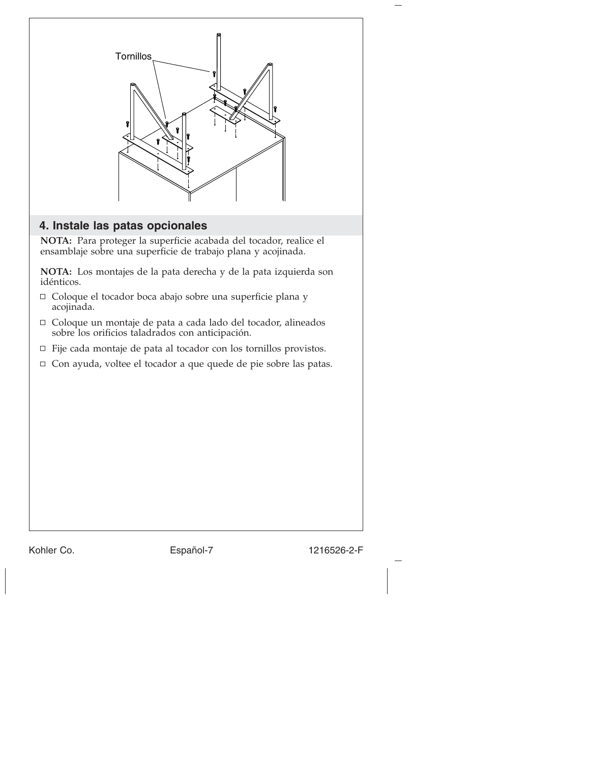Tornillos

## 4. Instale las patas opcionales

**NOTA:** Para proteger la superficie acabada del tocador, realice el ensamblaje sobre una superficie de trabajo plana y acojinada.

**NOTA:** Los montajes de la pata derecha y de la pata izquierda son idénticos.

- ☐ Coloque el tocador boca abajo sobre una superficie plana y acojinada.
- ☐ Coloque un montaje de pata a cada lado del tocador, alineados sobre los orificios taladrados con anticipación.
- ☐ Fije cada montaje de pata al tocador con los tornillos provistos.
- ☐ Con ayuda, voltee el tocador a que quede de pie sobre las patas.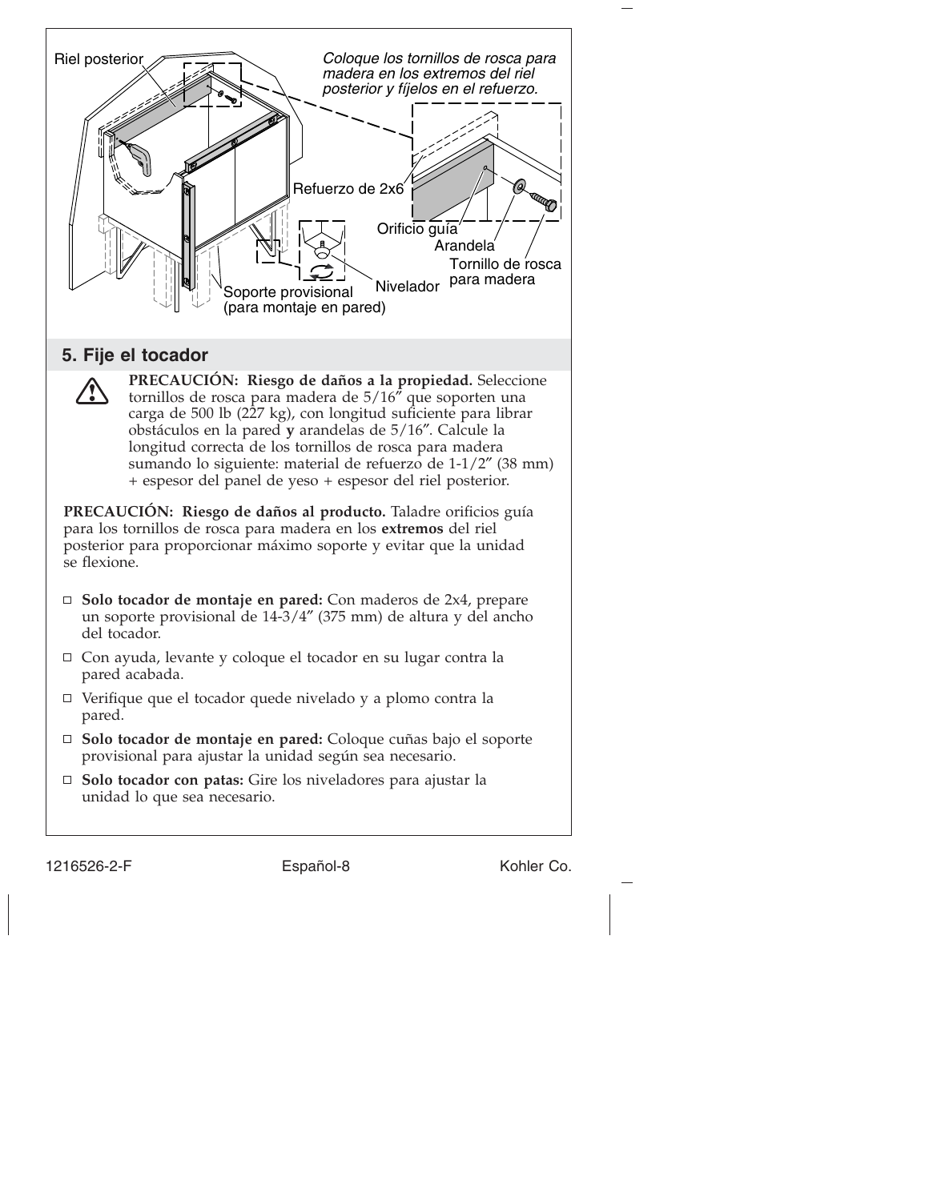## 5. Fije el tocador

**PRECAUCIÓN: Riesgo de daños a la propiedad.** Seleccione tornillos de rosca para madera de 5/16″ que soporten una carga de 500 lb (227 kg), con longitud suficiente para librar obstáculos en la pared **y** arandelas de 5/16″. Calcule la longitud correcta de los tornillos de rosca para madera sumando lo siguiente: material de refuerzo de 1-1/2″ (38 mm) + espesor del panel de yeso + espesor del riel posterior.

**PRECAUCIÓN: Riesgo de daños al producto.** Taladre orificios guía para los tornillos de rosca para madera en los **extremos** del riel posterior para proporcionar máximo soporte y evitar que la unidad se flexione.

- **Solo tocador de montaje en pared:** Con maderos de 2x4, prepare un soporte provisional de 14-3/4″ (375 mm) de altura y del ancho del tocador.
- Con ayuda, levante y coloque el tocador en su lugar contra la pared acabada.
- Verifique que el tocador quede nivelado y a plomo contra la pared.
- **Solo tocador de montaje en pared:** Coloque cuñas bajo el soporte provisional para ajustar la unidad según sea necesario.
- **Solo tocador con patas:** Gire los niveladores para ajustar la unidad lo que sea necesario.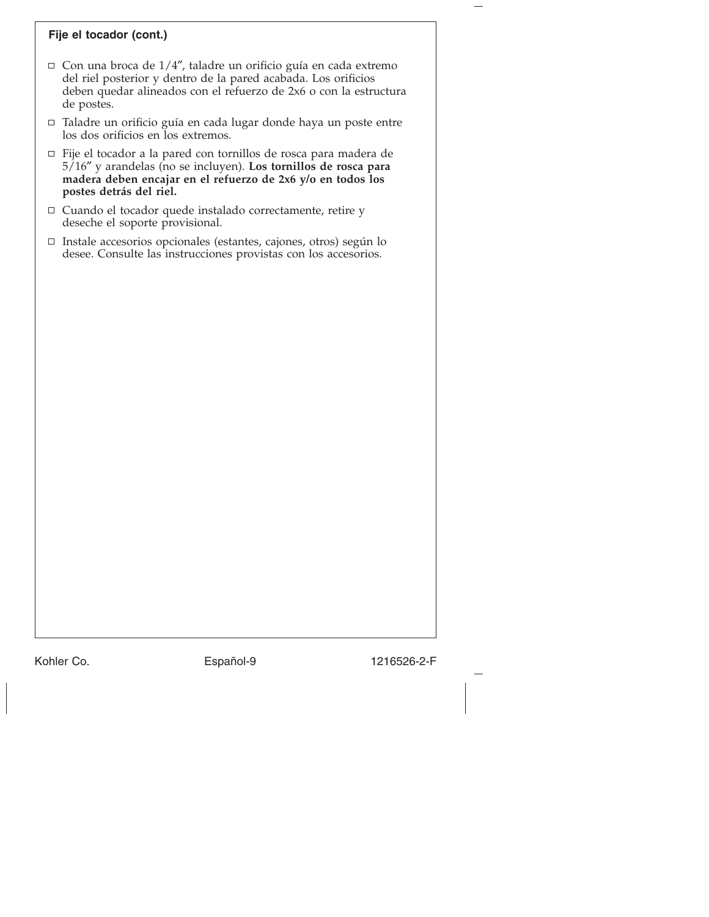**Fije el tocador (cont.)**

- ☐ Con una broca de 1/4″, taladre un orificio guía en cada extremo del riel posterior y dentro de la pared acabada. Los orificios deben quedar alineados con el refuerzo de 2x6 o con la estructura de postes.
- ☐ Taladre un orificio guía en cada lugar donde haya un poste entre los dos orificios en los extremos.
- ☐ Fije el tocador a la pared con tornillos de rosca para madera de 5/16″ y arandelas (no se incluyen). **Los tornillos de rosca para madera deben encajar en el refuerzo de 2x6 y/o en todos los postes detrás del riel.**
- ☐ Cuando el tocador quede instalado correctamente, retire y deseche el soporte provisional.
- ☐ Instale accesorios opcionales (estantes, cajones, otros) según lo desee. Consulte las instrucciones provistas con los accesorios.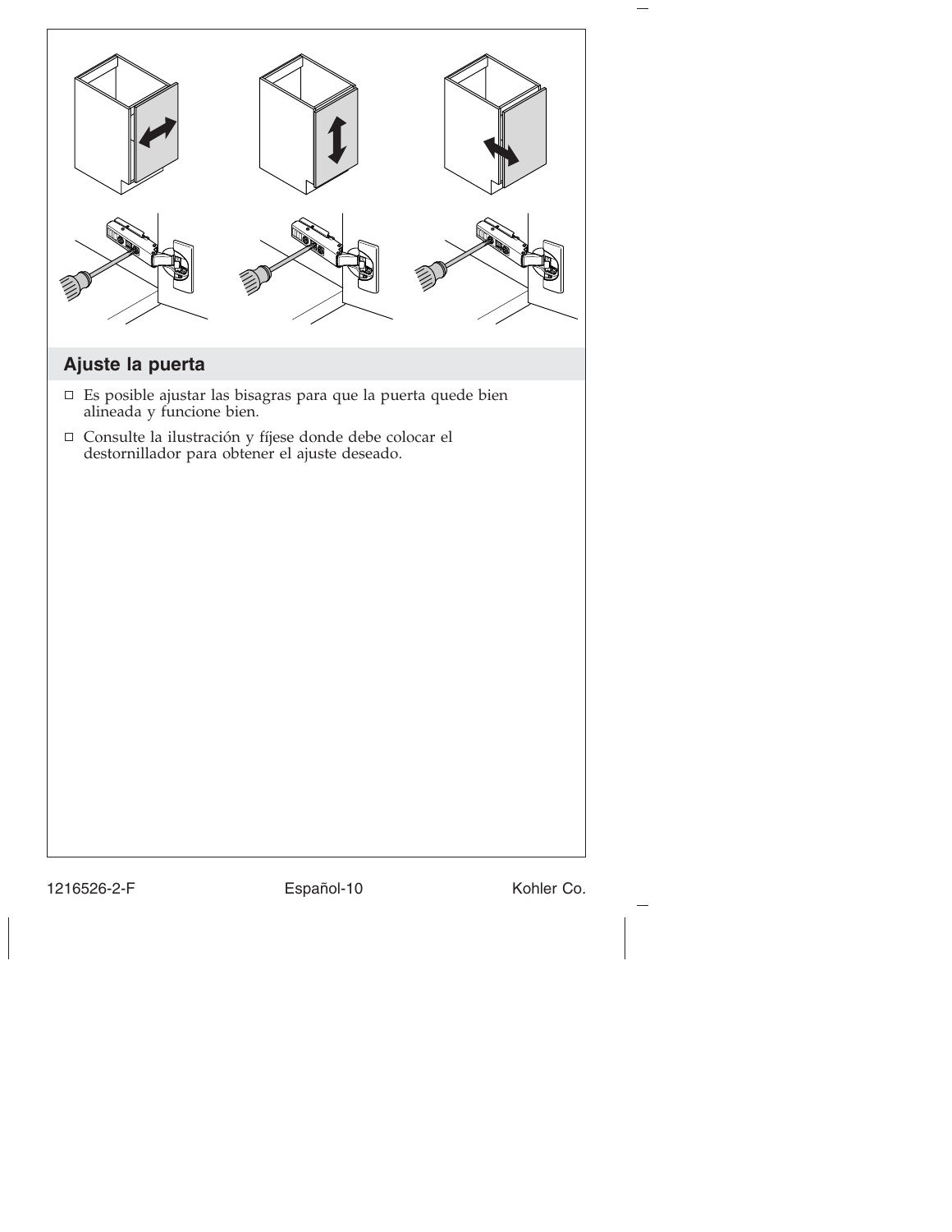## Ajuste la puerta

- Es posible ajustar las bisagras para que la puerta quede bien alineada y funcione bien.
- Consulte la ilustración y fíjese donde debe colocar el destornillador para obtener el ajuste deseado.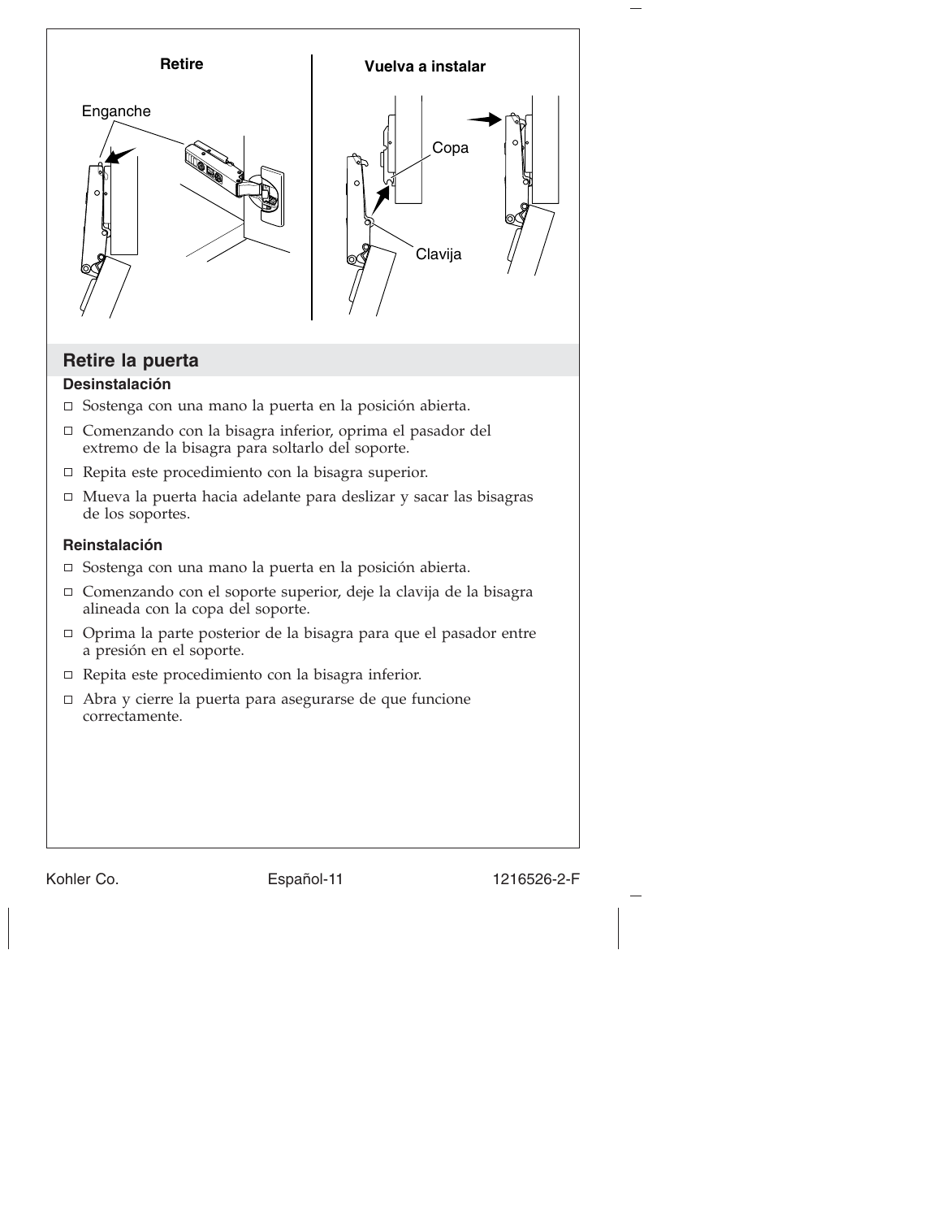**Retire**

Enganche

**Vuelva a instalar**

Copa

Clavija

## Retire la puerta

### Desinstalación

- ☐ Sostenga con una mano la puerta en la posición abierta.
- ☐ Comenzando con la bisagra inferior, oprima el pasador del extremo de la bisagra para soltarlo del soporte.
- ☐ Repita este procedimiento con la bisagra superior.
- ☐ Mueva la puerta hacia adelante para deslizar y sacar las bisagras de los soportes.

### Reinstalación

- ☐ Sostenga con una mano la puerta en la posición abierta.
- ☐ Comenzando con el soporte superior, deje la clavija de la bisagra alineada con la copa del soporte.
- ☐ Oprima la parte posterior de la bisagra para que el pasador entre a presión en el soporte.
- ☐ Repita este procedimiento con la bisagra inferior.
- ☐ Abra y cierre la puerta para asegurarse de que funcione correctamente.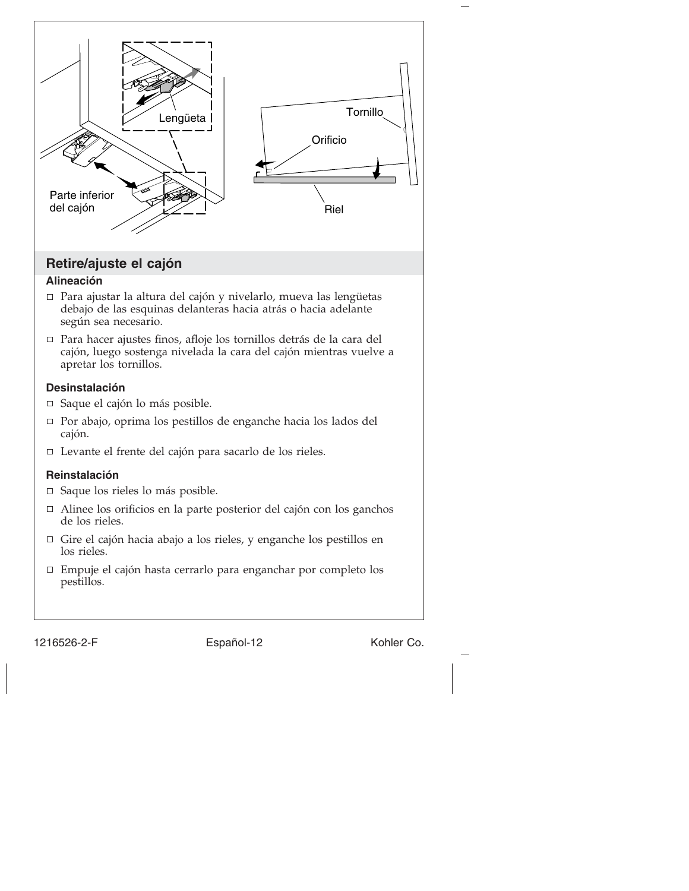## Retire/ajuste el cajón

### Alineación

- Para ajustar la altura del cajón y nivelarlo, mueva las lengüetas debajo de las esquinas delanteras hacia atrás o hacia adelante según sea necesario.
- Para hacer ajustes finos, afloje los tornillos detrás de la cara del cajón, luego sostenga nivelada la cara del cajón mientras vuelve a apretar los tornillos.

### Desinstalación

- Saque el cajón lo más posible.
- Por abajo, oprima los pestillos de enganche hacia los lados del cajón.
- Levante el frente del cajón para sacarlo de los rieles.

### Reinstalación

- Saque los rieles lo más posible.
- Alinee los orificios en la parte posterior del cajón con los ganchos de los rieles.
- Gire el cajón hacia abajo a los rieles, y enganche los pestillos en los rieles.
- Empuje el cajón hasta cerrarlo para enganchar por completo los pestillos.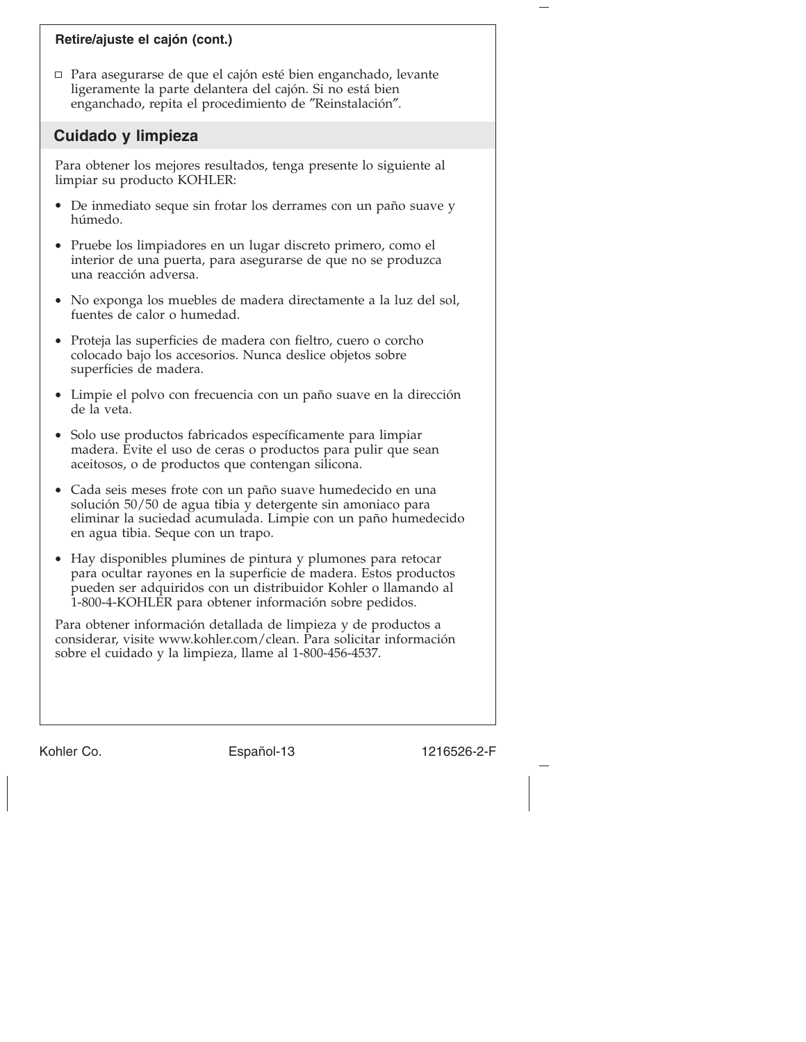**Retire/ajuste el cajón (cont.)**

- ☐ Para asegurarse de que el cajón esté bien enganchado, levante ligeramente la parte delantera del cajón. Si no está bien enganchado, repita el procedimiento de ″Reinstalación″.

## Cuidado y limpieza

Para obtener los mejores resultados, tenga presente lo siguiente al limpiar su producto KOHLER:

- De inmediato seque sin frotar los derrames con un paño suave y húmedo.
- Pruebe los limpiadores en un lugar discreto primero, como el interior de una puerta, para asegurarse de que no se produzca una reacción adversa.
- No exponga los muebles de madera directamente a la luz del sol, fuentes de calor o humedad.
- Proteja las superficies de madera con fieltro, cuero o corcho colocado bajo los accesorios. Nunca deslice objetos sobre superficies de madera.
- Limpie el polvo con frecuencia con un paño suave en la dirección de la veta.
- Solo use productos fabricados específicamente para limpiar madera. Evite el uso de ceras o productos para pulir que sean aceitosos, o de productos que contengan silicona.
- Cada seis meses frote con un paño suave humedecido en una solución 50/50 de agua tibia y detergente sin amoniaco para eliminar la suciedad acumulada. Limpie con un paño humedecido en agua tibia. Seque con un trapo.
- Hay disponibles plumines de pintura y plumones para retocar para ocultar rayones en la superficie de madera. Estos productos pueden ser adquiridos con un distribuidor Kohler o llamando al 1-800-4-KOHLER para obtener información sobre pedidos.

Para obtener información detallada de limpieza y de productos a considerar, visite www.kohler.com/clean. Para solicitar información sobre el cuidado y la limpieza, llame al 1-800-456-4537.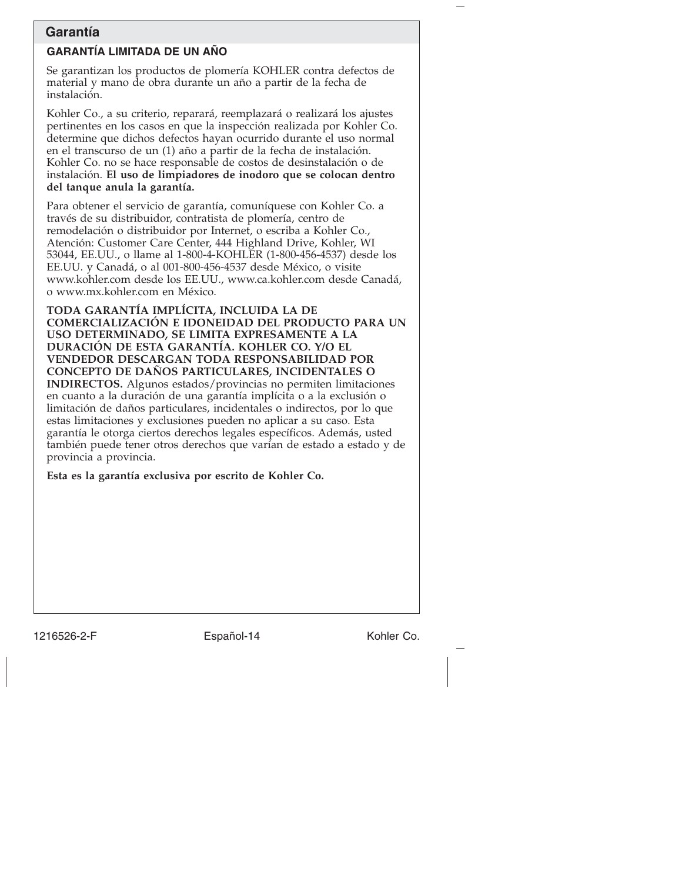## Garantía

### GARANTÍA LIMITADA DE UN AÑO

Se garantizan los productos de plomería KOHLER contra defectos de material y mano de obra durante un año a partir de la fecha de instalación.

Kohler Co., a su criterio, reparará, reemplazará o realizará los ajustes pertinentes en los casos en que la inspección realizada por Kohler Co. determine que dichos defectos hayan ocurrido durante el uso normal en el transcurso de un (1) año a partir de la fecha de instalación. Kohler Co. no se hace responsable de costos de desinstalación o de instalación. **El uso de limpiadores de inodoro que se colocan dentro del tanque anula la garantía.**

Para obtener el servicio de garantía, comuníquese con Kohler Co. a través de su distribuidor, contratista de plomería, centro de remodelación o distribuidor por Internet, o escriba a Kohler Co., Atención: Customer Care Center, 444 Highland Drive, Kohler, WI 53044, EE.UU., o llame al 1-800-4-KOHLER (1-800-456-4537) desde los EE.UU. y Canadá, o al 001-800-456-4537 desde México, o visite www.kohler.com desde los EE.UU., www.ca.kohler.com desde Canadá, o www.mx.kohler.com en México.

**TODA GARANTÍA IMPLÍCITA, INCLUIDA LA DE COMERCIALIZACIÓN E IDONEIDAD DEL PRODUCTO PARA UN USO DETERMINADO, SE LIMITA EXPRESAMENTE A LA DURACIÓN DE ESTA GARANTÍA. KOHLER CO. Y/O EL VENDEDOR DESCARGAN TODA RESPONSABILIDAD POR CONCEPTO DE DAÑOS PARTICULARES, INCIDENTALES O INDIRECTOS.** Algunos estados/provincias no permiten limitaciones en cuanto a la duración de una garantía implícita o a la exclusión o limitación de daños particulares, incidentales o indirectos, por lo que estas limitaciones y exclusiones pueden no aplicar a su caso. Esta garantía le otorga ciertos derechos legales específicos. Además, usted también puede tener otros derechos que varían de estado a estado y de provincia a provincia.

**Esta es la garantía exclusiva por escrito de Kohler Co.**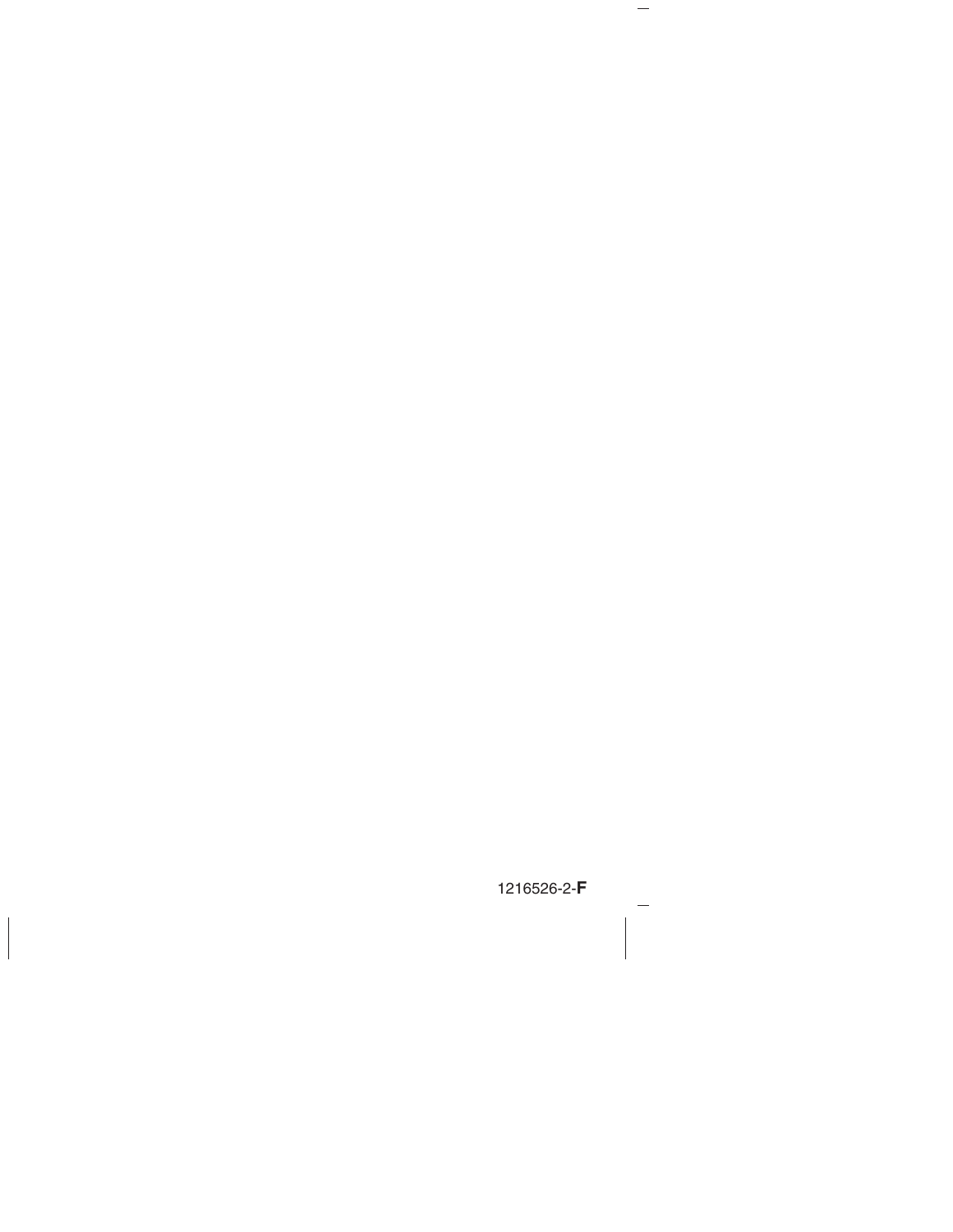1216526-2-**F**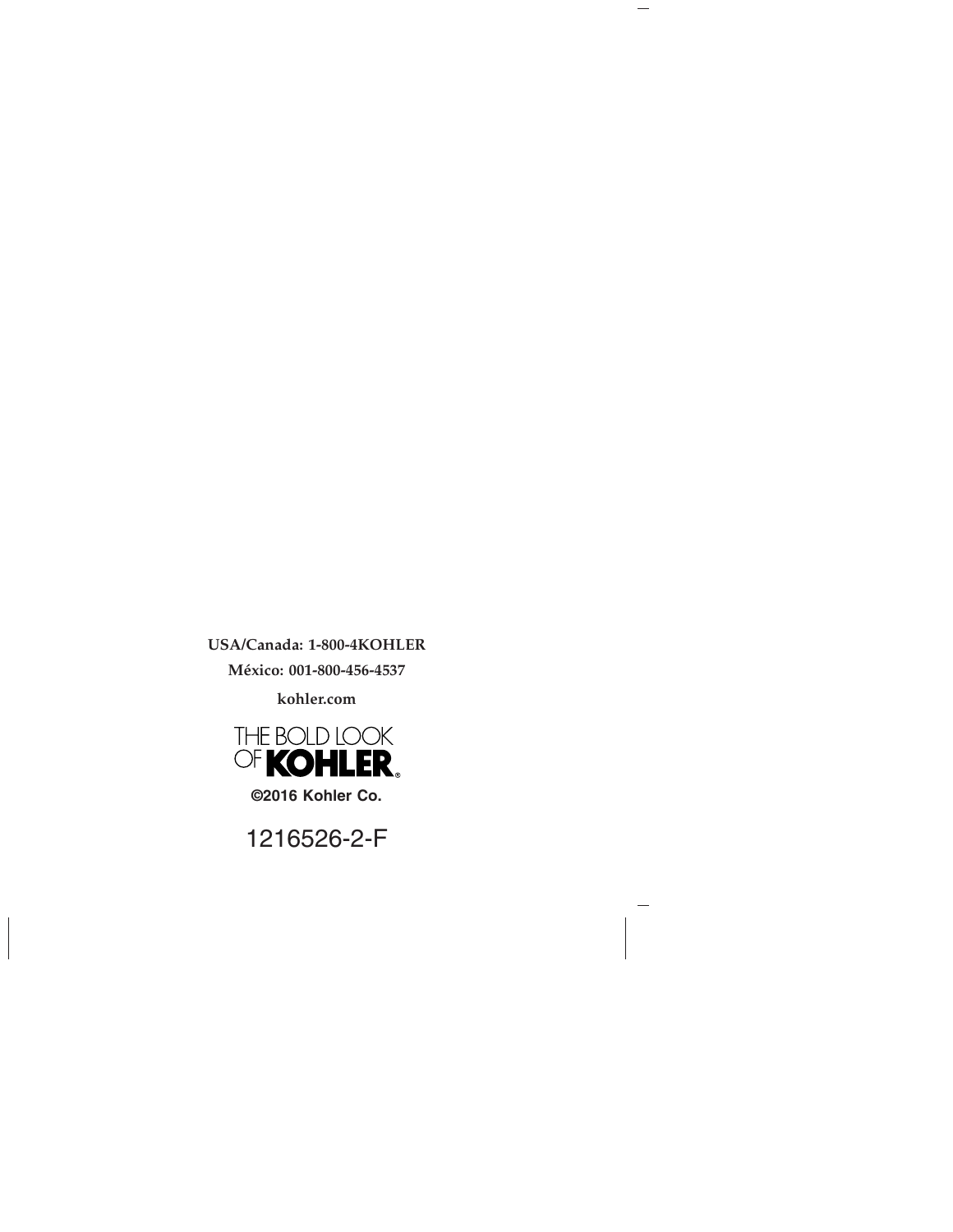**USA/Canada: 1-800-4KOHLER**

**México: 001-800-456-4537**

**kohler.com**

THE BOLD LOOK
OF **KOHLER**®

**©2016 Kohler Co.**

1216526-2-F